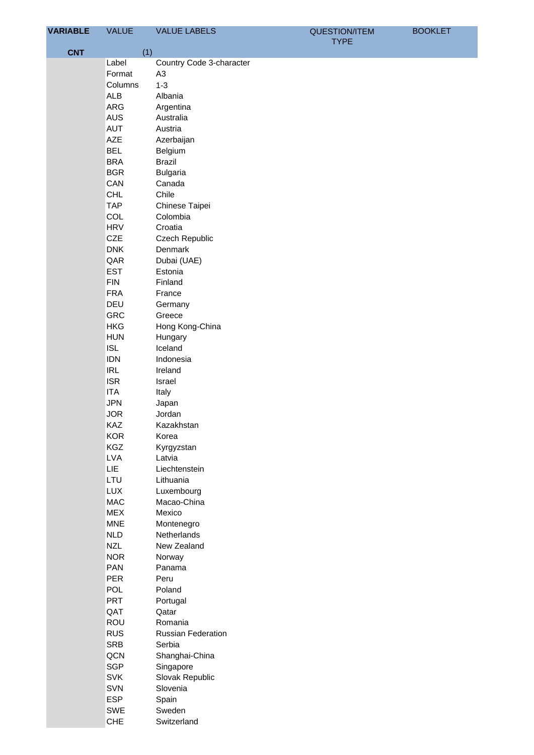| VARIABLE | VALUE | VALUE LABELS | QUESTION/ITEM TYPE | BOOKLET |
|---|---|---|---|---|
| **CNT** | (1) | | | |
| | Label | Country Code 3-character | | |
| | Format | A3 | | |
| | Columns | 1-3 | | |
| | ALB | Albania | | |
| | ARG | Argentina | | |
| | AUS | Australia | | |
| | AUT | Austria | | |
| | AZE | Azerbaijan | | |
| | BEL | Belgium | | |
| | BRA | Brazil | | |
| | BGR | Bulgaria | | |
| | CAN | Canada | | |
| | CHL | Chile | | |
| | TAP | Chinese Taipei | | |
| | COL | Colombia | | |
| | HRV | Croatia | | |
| | CZE | Czech Republic | | |
| | DNK | Denmark | | |
| | QAR | Dubai (UAE) | | |
| | EST | Estonia | | |
| | FIN | Finland | | |
| | FRA | France | | |
| | DEU | Germany | | |
| | GRC | Greece | | |
| | HKG | Hong Kong-China | | |
| | HUN | Hungary | | |
| | ISL | Iceland | | |
| | IDN | Indonesia | | |
| | IRL | Ireland | | |
| | ISR | Israel | | |
| | ITA | Italy | | |
| | JPN | Japan | | |
| | JOR | Jordan | | |
| | KAZ | Kazakhstan | | |
| | KOR | Korea | | |
| | KGZ | Kyrgyzstan | | |
| | LVA | Latvia | | |
| | LIE | Liechtenstein | | |
| | LTU | Lithuania | | |
| | LUX | Luxembourg | | |
| | MAC | Macao-China | | |
| | MEX | Mexico | | |
| | MNE | Montenegro | | |
| | NLD | Netherlands | | |
| | NZL | New Zealand | | |
| | NOR | Norway | | |
| | PAN | Panama | | |
| | PER | Peru | | |
| | POL | Poland | | |
| | PRT | Portugal | | |
| | QAT | Qatar | | |
| | ROU | Romania | | |
| | RUS | Russian Federation | | |
| | SRB | Serbia | | |
| | QCN | Shanghai-China | | |
| | SGP | Singapore | | |
| | SVK | Slovak Republic | | |
| | SVN | Slovenia | | |
| | ESP | Spain | | |
| | SWE | Sweden | | |
| | CHE | Switzerland | | |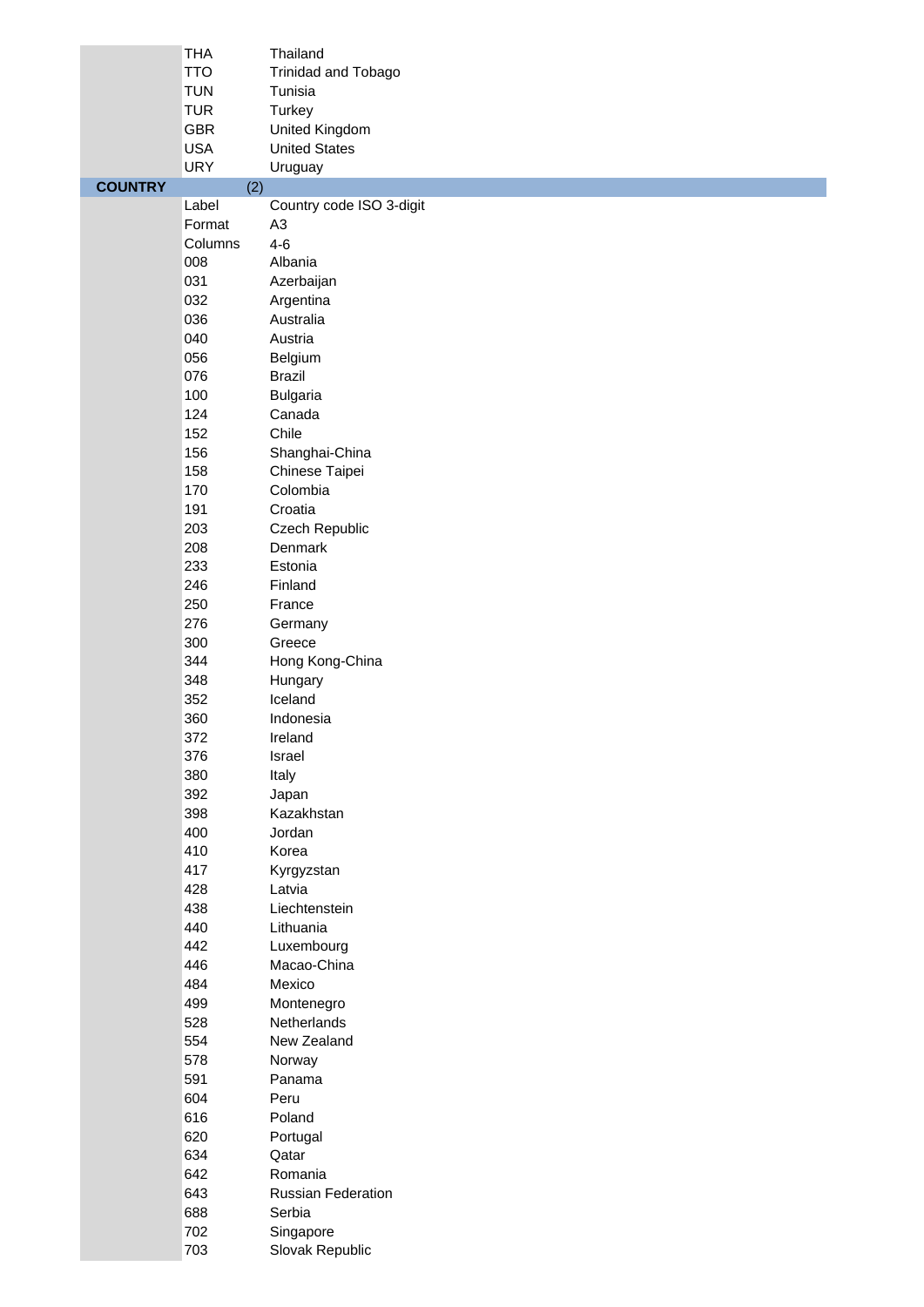| | | |
|---|---|---|
| | THA | Thailand |
| | TTO | Trinidad and Tobago |
| | TUN | Tunisia |
| | TUR | Turkey |
| | GBR | United Kingdom |
| | USA | United States |
| | URY | Uruguay |
| **COUNTRY** | (2) | |
| | Label | Country code ISO 3-digit |
| | Format | A3 |
| | Columns | 4-6 |
| | 008 | Albania |
| | 031 | Azerbaijan |
| | 032 | Argentina |
| | 036 | Australia |
| | 040 | Austria |
| | 056 | Belgium |
| | 076 | Brazil |
| | 100 | Bulgaria |
| | 124 | Canada |
| | 152 | Chile |
| | 156 | Shanghai-China |
| | 158 | Chinese Taipei |
| | 170 | Colombia |
| | 191 | Croatia |
| | 203 | Czech Republic |
| | 208 | Denmark |
| | 233 | Estonia |
| | 246 | Finland |
| | 250 | France |
| | 276 | Germany |
| | 300 | Greece |
| | 344 | Hong Kong-China |
| | 348 | Hungary |
| | 352 | Iceland |
| | 360 | Indonesia |
| | 372 | Ireland |
| | 376 | Israel |
| | 380 | Italy |
| | 392 | Japan |
| | 398 | Kazakhstan |
| | 400 | Jordan |
| | 410 | Korea |
| | 417 | Kyrgyzstan |
| | 428 | Latvia |
| | 438 | Liechtenstein |
| | 440 | Lithuania |
| | 442 | Luxembourg |
| | 446 | Macao-China |
| | 484 | Mexico |
| | 499 | Montenegro |
| | 528 | Netherlands |
| | 554 | New Zealand |
| | 578 | Norway |
| | 591 | Panama |
| | 604 | Peru |
| | 616 | Poland |
| | 620 | Portugal |
| | 634 | Qatar |
| | 642 | Romania |
| | 643 | Russian Federation |
| | 688 | Serbia |
| | 702 | Singapore |
| | 703 | Slovak Republic |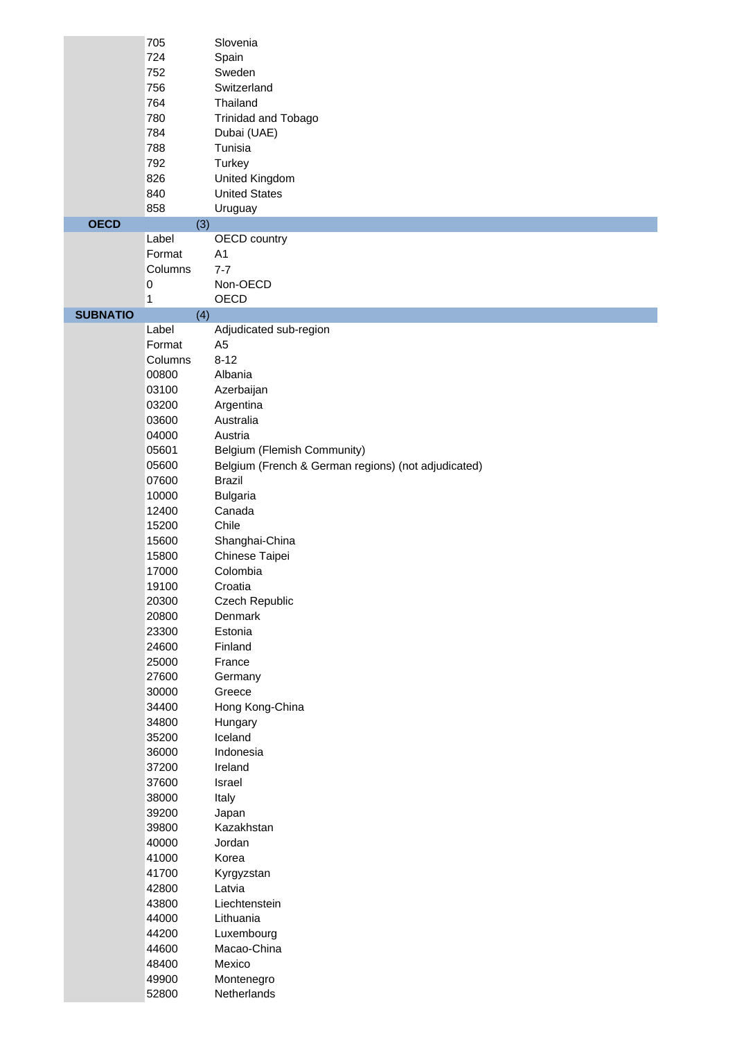| | | |
|---|---|---|
| | 705 | Slovenia |
| | 724 | Spain |
| | 752 | Sweden |
| | 756 | Switzerland |
| | 764 | Thailand |
| | 780 | Trinidad and Tobago |
| | 784 | Dubai (UAE) |
| | 788 | Tunisia |
| | 792 | Turkey |
| | 826 | United Kingdom |
| | 840 | United States |
| | 858 | Uruguay |
| **OECD** | (3) | |
| | Label | OECD country |
| | Format | A1 |
| | Columns | 7-7 |
| | 0 | Non-OECD |
| | 1 | OECD |
| **SUBNATIO** | (4) | |
| | Label | Adjudicated sub-region |
| | Format | A5 |
| | Columns | 8-12 |
| | 00800 | Albania |
| | 03100 | Azerbaijan |
| | 03200 | Argentina |
| | 03600 | Australia |
| | 04000 | Austria |
| | 05601 | Belgium (Flemish Community) |
| | 05600 | Belgium (French & German regions) (not adjudicated) |
| | 07600 | Brazil |
| | 10000 | Bulgaria |
| | 12400 | Canada |
| | 15200 | Chile |
| | 15600 | Shanghai-China |
| | 15800 | Chinese Taipei |
| | 17000 | Colombia |
| | 19100 | Croatia |
| | 20300 | Czech Republic |
| | 20800 | Denmark |
| | 23300 | Estonia |
| | 24600 | Finland |
| | 25000 | France |
| | 27600 | Germany |
| | 30000 | Greece |
| | 34400 | Hong Kong-China |
| | 34800 | Hungary |
| | 35200 | Iceland |
| | 36000 | Indonesia |
| | 37200 | Ireland |
| | 37600 | Israel |
| | 38000 | Italy |
| | 39200 | Japan |
| | 39800 | Kazakhstan |
| | 40000 | Jordan |
| | 41000 | Korea |
| | 41700 | Kyrgyzstan |
| | 42800 | Latvia |
| | 43800 | Liechtenstein |
| | 44000 | Lithuania |
| | 44200 | Luxembourg |
| | 44600 | Macao-China |
| | 48400 | Mexico |
| | 49900 | Montenegro |
| | 52800 | Netherlands |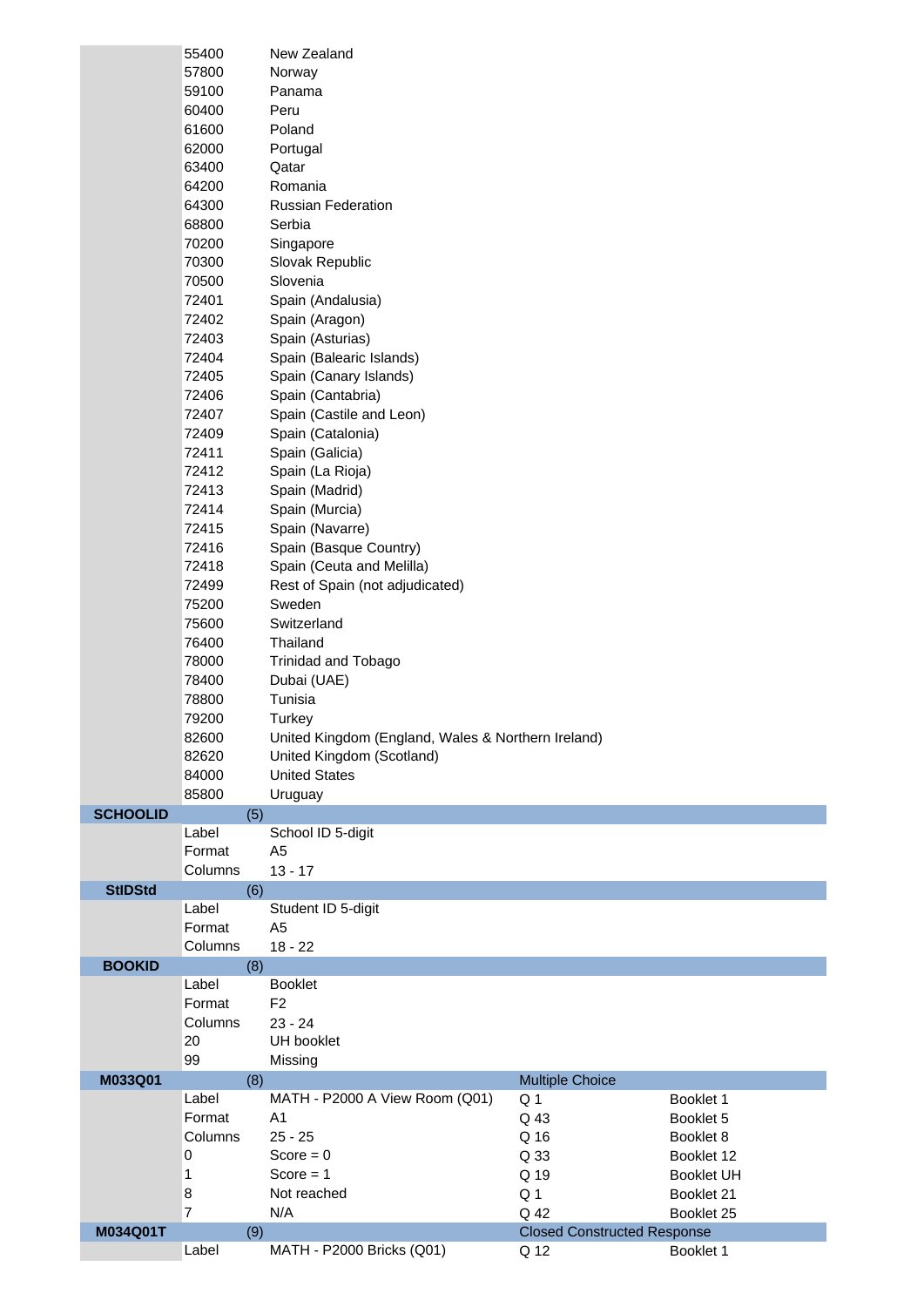| | | | | |
|---|---|---|---|---|
| | 55400 | New Zealand | | |
| | 57800 | Norway | | |
| | 59100 | Panama | | |
| | 60400 | Peru | | |
| | 61600 | Poland | | |
| | 62000 | Portugal | | |
| | 63400 | Qatar | | |
| | 64200 | Romania | | |
| | 64300 | Russian Federation | | |
| | 68800 | Serbia | | |
| | 70200 | Singapore | | |
| | 70300 | Slovak Republic | | |
| | 70500 | Slovenia | | |
| | 72401 | Spain (Andalusia) | | |
| | 72402 | Spain (Aragon) | | |
| | 72403 | Spain (Asturias) | | |
| | 72404 | Spain (Balearic Islands) | | |
| | 72405 | Spain (Canary Islands) | | |
| | 72406 | Spain (Cantabria) | | |
| | 72407 | Spain (Castile and Leon) | | |
| | 72409 | Spain (Catalonia) | | |
| | 72411 | Spain (Galicia) | | |
| | 72412 | Spain (La Rioja) | | |
| | 72413 | Spain (Madrid) | | |
| | 72414 | Spain (Murcia) | | |
| | 72415 | Spain (Navarre) | | |
| | 72416 | Spain (Basque Country) | | |
| | 72418 | Spain (Ceuta and Melilla) | | |
| | 72499 | Rest of Spain (not adjudicated) | | |
| | 75200 | Sweden | | |
| | 75600 | Switzerland | | |
| | 76400 | Thailand | | |
| | 78000 | Trinidad and Tobago | | |
| | 78400 | Dubai (UAE) | | |
| | 78800 | Tunisia | | |
| | 79200 | Turkey | | |
| | 82600 | United Kingdom (England, Wales & Northern Ireland) | | |
| | 82620 | United Kingdom (Scotland) | | |
| | 84000 | United States | | |
| | 85800 | Uruguay | | |
| **SCHOOLID** | (5) | | | |
| | Label | School ID 5-digit | | |
| | Format | A5 | | |
| | Columns | 13 - 17 | | |
| **StIDStd** | (6) | | | |
| | Label | Student ID 5-digit | | |
| | Format | A5 | | |
| | Columns | 18 - 22 | | |
| **BOOKID** | (8) | | | |
| | Label | Booklet | | |
| | Format | F2 | | |
| | Columns | 23 - 24 | | |
| | 20 | UH booklet | | |
| | 99 | Missing | | |
| **M033Q01** | (8) | | Multiple Choice | |
| | Label | MATH - P2000 A View Room (Q01) | Q 1 | Booklet 1 |
| | Format | A1 | Q 43 | Booklet 5 |
| | Columns | 25 - 25 | Q 16 | Booklet 8 |
| | 0 | Score = 0 | Q 33 | Booklet 12 |
| | 1 | Score = 1 | Q 19 | Booklet UH |
| | 8 | Not reached | Q 1 | Booklet 21 |
| | 7 | N/A | Q 42 | Booklet 25 |
| **M034Q01T** | (9) | | Closed Constructed Response | |
| | Label | MATH - P2000 Bricks (Q01) | Q 12 | Booklet 1 |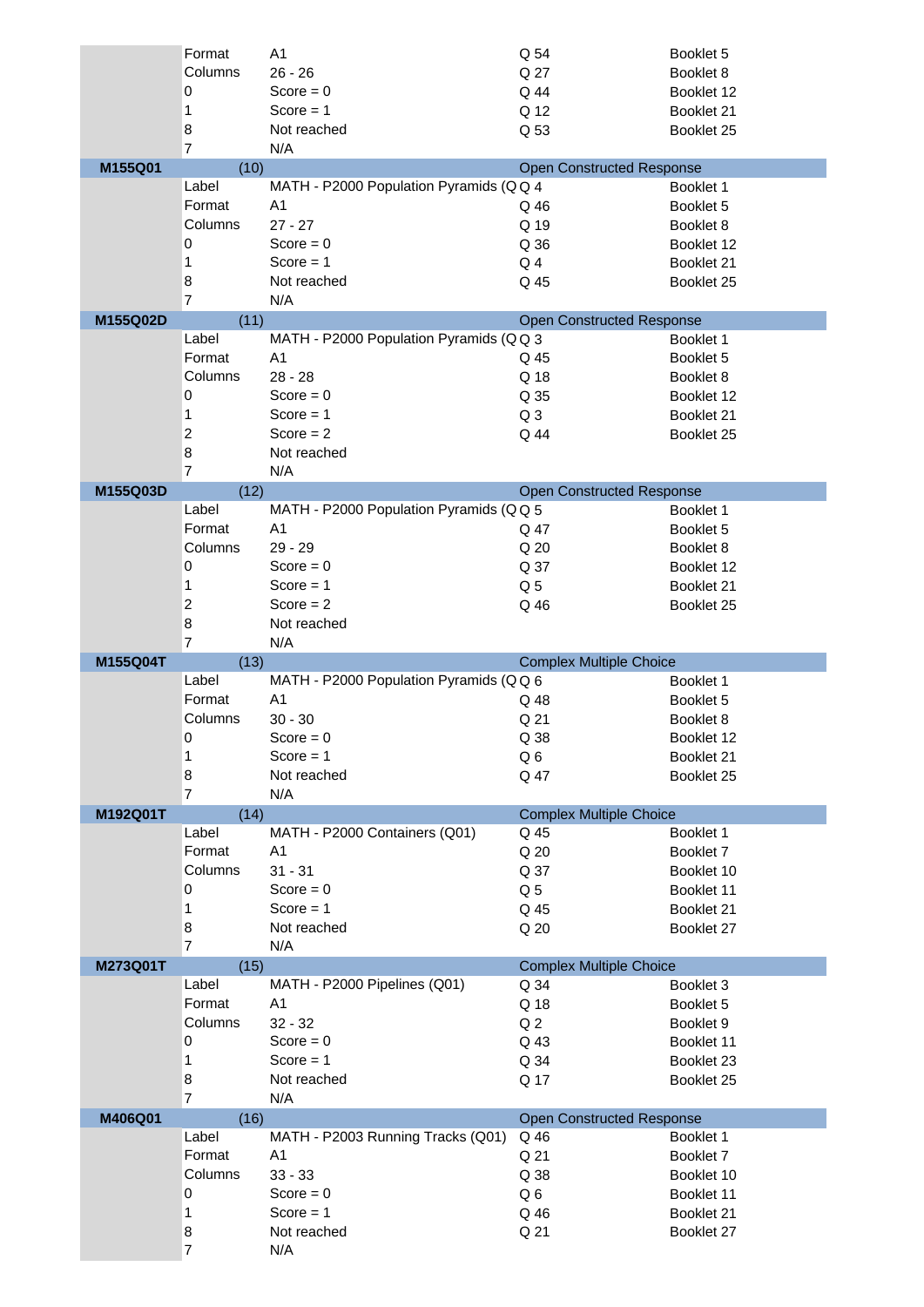| | | | | |
|---|---|---|---|---|
| | Format | A1 | Q 54 | Booklet 5 |
| | Columns | 26 - 26 | Q 27 | Booklet 8 |
| | 0 | Score = 0 | Q 44 | Booklet 12 |
| | 1 | Score = 1 | Q 12 | Booklet 21 |
| | 8 | Not reached | Q 53 | Booklet 25 |
| | 7 | N/A | | |
| **M155Q01** | (10) | | Open Constructed Response | |
| | Label | MATH - P2000 Population Pyramids (Q | Q 4 | Booklet 1 |
| | Format | A1 | Q 46 | Booklet 5 |
| | Columns | 27 - 27 | Q 19 | Booklet 8 |
| | 0 | Score = 0 | Q 36 | Booklet 12 |
| | 1 | Score = 1 | Q 4 | Booklet 21 |
| | 8 | Not reached | Q 45 | Booklet 25 |
| | 7 | N/A | | |
| **M155Q02D** | (11) | | Open Constructed Response | |
| | Label | MATH - P2000 Population Pyramids (Q | Q 3 | Booklet 1 |
| | Format | A1 | Q 45 | Booklet 5 |
| | Columns | 28 - 28 | Q 18 | Booklet 8 |
| | 0 | Score = 0 | Q 35 | Booklet 12 |
| | 1 | Score = 1 | Q 3 | Booklet 21 |
| | 2 | Score = 2 | Q 44 | Booklet 25 |
| | 8 | Not reached | | |
| | 7 | N/A | | |
| **M155Q03D** | (12) | | Open Constructed Response | |
| | Label | MATH - P2000 Population Pyramids (Q | Q 5 | Booklet 1 |
| | Format | A1 | Q 47 | Booklet 5 |
| | Columns | 29 - 29 | Q 20 | Booklet 8 |
| | 0 | Score = 0 | Q 37 | Booklet 12 |
| | 1 | Score = 1 | Q 5 | Booklet 21 |
| | 2 | Score = 2 | Q 46 | Booklet 25 |
| | 8 | Not reached | | |
| | 7 | N/A | | |
| **M155Q04T** | (13) | | Complex Multiple Choice | |
| | Label | MATH - P2000 Population Pyramids (Q | Q 6 | Booklet 1 |
| | Format | A1 | Q 48 | Booklet 5 |
| | Columns | 30 - 30 | Q 21 | Booklet 8 |
| | 0 | Score = 0 | Q 38 | Booklet 12 |
| | 1 | Score = 1 | Q 6 | Booklet 21 |
| | 8 | Not reached | Q 47 | Booklet 25 |
| | 7 | N/A | | |
| **M192Q01T** | (14) | | Complex Multiple Choice | |
| | Label | MATH - P2000 Containers (Q01) | Q 45 | Booklet 1 |
| | Format | A1 | Q 20 | Booklet 7 |
| | Columns | 31 - 31 | Q 37 | Booklet 10 |
| | 0 | Score = 0 | Q 5 | Booklet 11 |
| | 1 | Score = 1 | Q 45 | Booklet 21 |
| | 8 | Not reached | Q 20 | Booklet 27 |
| | 7 | N/A | | |
| **M273Q01T** | (15) | | Complex Multiple Choice | |
| | Label | MATH - P2000 Pipelines (Q01) | Q 34 | Booklet 3 |
| | Format | A1 | Q 18 | Booklet 5 |
| | Columns | 32 - 32 | Q 2 | Booklet 9 |
| | 0 | Score = 0 | Q 43 | Booklet 11 |
| | 1 | Score = 1 | Q 34 | Booklet 23 |
| | 8 | Not reached | Q 17 | Booklet 25 |
| | 7 | N/A | | |
| **M406Q01** | (16) | | Open Constructed Response | |
| | Label | MATH - P2003 Running Tracks (Q01) | Q 46 | Booklet 1 |
| | Format | A1 | Q 21 | Booklet 7 |
| | Columns | 33 - 33 | Q 38 | Booklet 10 |
| | 0 | Score = 0 | Q 6 | Booklet 11 |
| | 1 | Score = 1 | Q 46 | Booklet 21 |
| | 8 | Not reached | Q 21 | Booklet 27 |
| | 7 | N/A | | |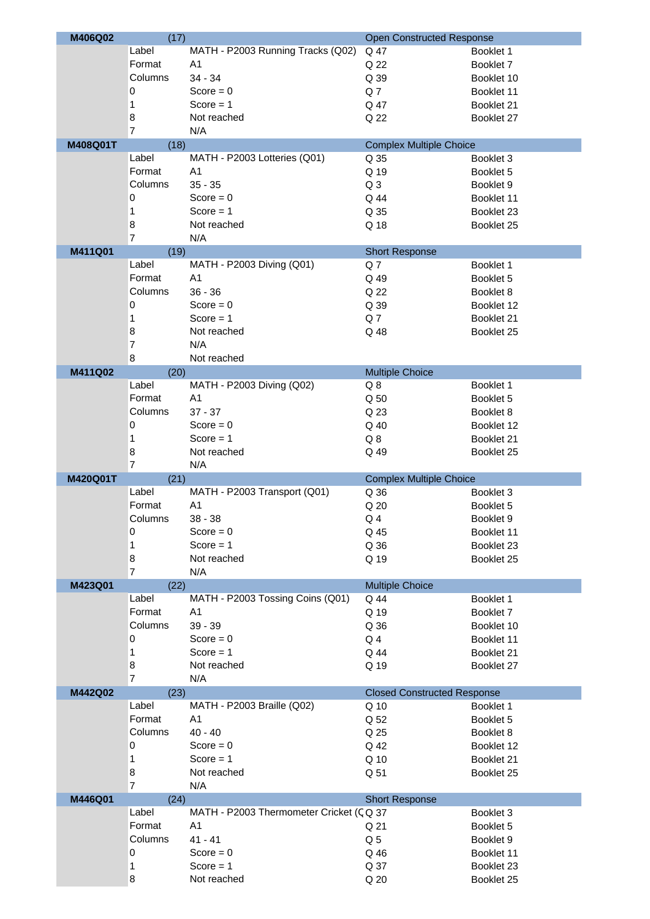| M406Q02 | (17) | | Open Constructed Response | |
|---|---|---|---|---|
| | Label | MATH - P2003 Running Tracks (Q02) | Q 47 | Booklet 1 |
| | Format | A1 | Q 22 | Booklet 7 |
| | Columns | 34 - 34 | Q 39 | Booklet 10 |
| | 0 | Score = 0 | Q 7 | Booklet 11 |
| | 1 | Score = 1 | Q 47 | Booklet 21 |
| | 8 | Not reached | Q 22 | Booklet 27 |
| | 7 | N/A | | |
| **M408Q01T** | (18) | | Complex Multiple Choice | |
| | Label | MATH - P2003 Lotteries (Q01) | Q 35 | Booklet 3 |
| | Format | A1 | Q 19 | Booklet 5 |
| | Columns | 35 - 35 | Q 3 | Booklet 9 |
| | 0 | Score = 0 | Q 44 | Booklet 11 |
| | 1 | Score = 1 | Q 35 | Booklet 23 |
| | 8 | Not reached | Q 18 | Booklet 25 |
| | 7 | N/A | | |
| **M411Q01** | (19) | | Short Response | |
| | Label | MATH - P2003 Diving (Q01) | Q 7 | Booklet 1 |
| | Format | A1 | Q 49 | Booklet 5 |
| | Columns | 36 - 36 | Q 22 | Booklet 8 |
| | 0 | Score = 0 | Q 39 | Booklet 12 |
| | 1 | Score = 1 | Q 7 | Booklet 21 |
| | 8 | Not reached | Q 48 | Booklet 25 |
| | 7 | N/A | | |
| | 8 | Not reached | | |
| **M411Q02** | (20) | | Multiple Choice | |
| | Label | MATH - P2003 Diving (Q02) | Q 8 | Booklet 1 |
| | Format | A1 | Q 50 | Booklet 5 |
| | Columns | 37 - 37 | Q 23 | Booklet 8 |
| | 0 | Score = 0 | Q 40 | Booklet 12 |
| | 1 | Score = 1 | Q 8 | Booklet 21 |
| | 8 | Not reached | Q 49 | Booklet 25 |
| | 7 | N/A | | |
| **M420Q01T** | (21) | | Complex Multiple Choice | |
| | Label | MATH - P2003 Transport (Q01) | Q 36 | Booklet 3 |
| | Format | A1 | Q 20 | Booklet 5 |
| | Columns | 38 - 38 | Q 4 | Booklet 9 |
| | 0 | Score = 0 | Q 45 | Booklet 11 |
| | 1 | Score = 1 | Q 36 | Booklet 23 |
| | 8 | Not reached | Q 19 | Booklet 25 |
| | 7 | N/A | | |
| **M423Q01** | (22) | | Multiple Choice | |
| | Label | MATH - P2003 Tossing Coins (Q01) | Q 44 | Booklet 1 |
| | Format | A1 | Q 19 | Booklet 7 |
| | Columns | 39 - 39 | Q 36 | Booklet 10 |
| | 0 | Score = 0 | Q 4 | Booklet 11 |
| | 1 | Score = 1 | Q 44 | Booklet 21 |
| | 8 | Not reached | Q 19 | Booklet 27 |
| | 7 | N/A | | |
| **M442Q02** | (23) | | Closed Constructed Response | |
| | Label | MATH - P2003 Braille (Q02) | Q 10 | Booklet 1 |
| | Format | A1 | Q 52 | Booklet 5 |
| | Columns | 40 - 40 | Q 25 | Booklet 8 |
| | 0 | Score = 0 | Q 42 | Booklet 12 |
| | 1 | Score = 1 | Q 10 | Booklet 21 |
| | 8 | Not reached | Q 51 | Booklet 25 |
| | 7 | N/A | | |
| **M446Q01** | (24) | | Short Response | |
| | Label | MATH - P2003 Thermometer Cricket (Q | Q 37 | Booklet 3 |
| | Format | A1 | Q 21 | Booklet 5 |
| | Columns | 41 - 41 | Q 5 | Booklet 9 |
| | 0 | Score = 0 | Q 46 | Booklet 11 |
| | 1 | Score = 1 | Q 37 | Booklet 23 |
| | 8 | Not reached | Q 20 | Booklet 25 |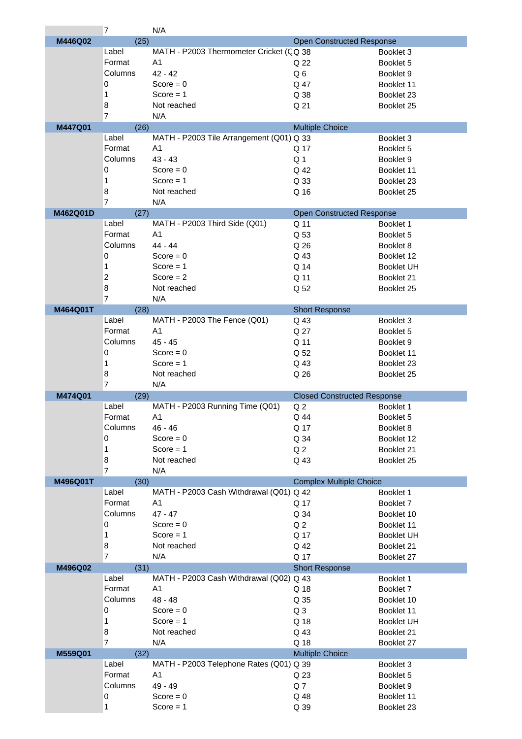| | | | | |
|---|---|---|---|---|
| | 7 | N/A | | |
| **M446Q02** | (25) | | Open Constructed Response | |
| | Label | MATH - P2003 Thermometer Cricket (Q | Q 38 | Booklet 3 |
| | Format | A1 | Q 22 | Booklet 5 |
| | Columns | 42 - 42 | Q 6 | Booklet 9 |
| | 0 | Score = 0 | Q 47 | Booklet 11 |
| | 1 | Score = 1 | Q 38 | Booklet 23 |
| | 8 | Not reached | Q 21 | Booklet 25 |
| | 7 | N/A | | |
| **M447Q01** | (26) | | Multiple Choice | |
| | Label | MATH - P2003 Tile Arrangement (Q01) | Q 33 | Booklet 3 |
| | Format | A1 | Q 17 | Booklet 5 |
| | Columns | 43 - 43 | Q 1 | Booklet 9 |
| | 0 | Score = 0 | Q 42 | Booklet 11 |
| | 1 | Score = 1 | Q 33 | Booklet 23 |
| | 8 | Not reached | Q 16 | Booklet 25 |
| | 7 | N/A | | |
| **M462Q01D** | (27) | | Open Constructed Response | |
| | Label | MATH - P2003 Third Side (Q01) | Q 11 | Booklet 1 |
| | Format | A1 | Q 53 | Booklet 5 |
| | Columns | 44 - 44 | Q 26 | Booklet 8 |
| | 0 | Score = 0 | Q 43 | Booklet 12 |
| | 1 | Score = 1 | Q 14 | Booklet UH |
| | 2 | Score = 2 | Q 11 | Booklet 21 |
| | 8 | Not reached | Q 52 | Booklet 25 |
| | 7 | N/A | | |
| **M464Q01T** | (28) | | Short Response | |
| | Label | MATH - P2003 The Fence (Q01) | Q 43 | Booklet 3 |
| | Format | A1 | Q 27 | Booklet 5 |
| | Columns | 45 - 45 | Q 11 | Booklet 9 |
| | 0 | Score = 0 | Q 52 | Booklet 11 |
| | 1 | Score = 1 | Q 43 | Booklet 23 |
| | 8 | Not reached | Q 26 | Booklet 25 |
| | 7 | N/A | | |
| **M474Q01** | (29) | | Closed Constructed Response | |
| | Label | MATH - P2003 Running Time (Q01) | Q 2 | Booklet 1 |
| | Format | A1 | Q 44 | Booklet 5 |
| | Columns | 46 - 46 | Q 17 | Booklet 8 |
| | 0 | Score = 0 | Q 34 | Booklet 12 |
| | 1 | Score = 1 | Q 2 | Booklet 21 |
| | 8 | Not reached | Q 43 | Booklet 25 |
| | 7 | N/A | | |
| **M496Q01T** | (30) | | Complex Multiple Choice | |
| | Label | MATH - P2003 Cash Withdrawal (Q01) | Q 42 | Booklet 1 |
| | Format | A1 | Q 17 | Booklet 7 |
| | Columns | 47 - 47 | Q 34 | Booklet 10 |
| | 0 | Score = 0 | Q 2 | Booklet 11 |
| | 1 | Score = 1 | Q 17 | Booklet UH |
| | 8 | Not reached | Q 42 | Booklet 21 |
| | 7 | N/A | Q 17 | Booklet 27 |
| **M496Q02** | (31) | | Short Response | |
| | Label | MATH - P2003 Cash Withdrawal (Q02) | Q 43 | Booklet 1 |
| | Format | A1 | Q 18 | Booklet 7 |
| | Columns | 48 - 48 | Q 35 | Booklet 10 |
| | 0 | Score = 0 | Q 3 | Booklet 11 |
| | 1 | Score = 1 | Q 18 | Booklet UH |
| | 8 | Not reached | Q 43 | Booklet 21 |
| | 7 | N/A | Q 18 | Booklet 27 |
| **M559Q01** | (32) | | Multiple Choice | |
| | Label | MATH - P2003 Telephone Rates (Q01) | Q 39 | Booklet 3 |
| | Format | A1 | Q 23 | Booklet 5 |
| | Columns | 49 - 49 | Q 7 | Booklet 9 |
| | 0 | Score = 0 | Q 48 | Booklet 11 |
| | 1 | Score = 1 | Q 39 | Booklet 23 |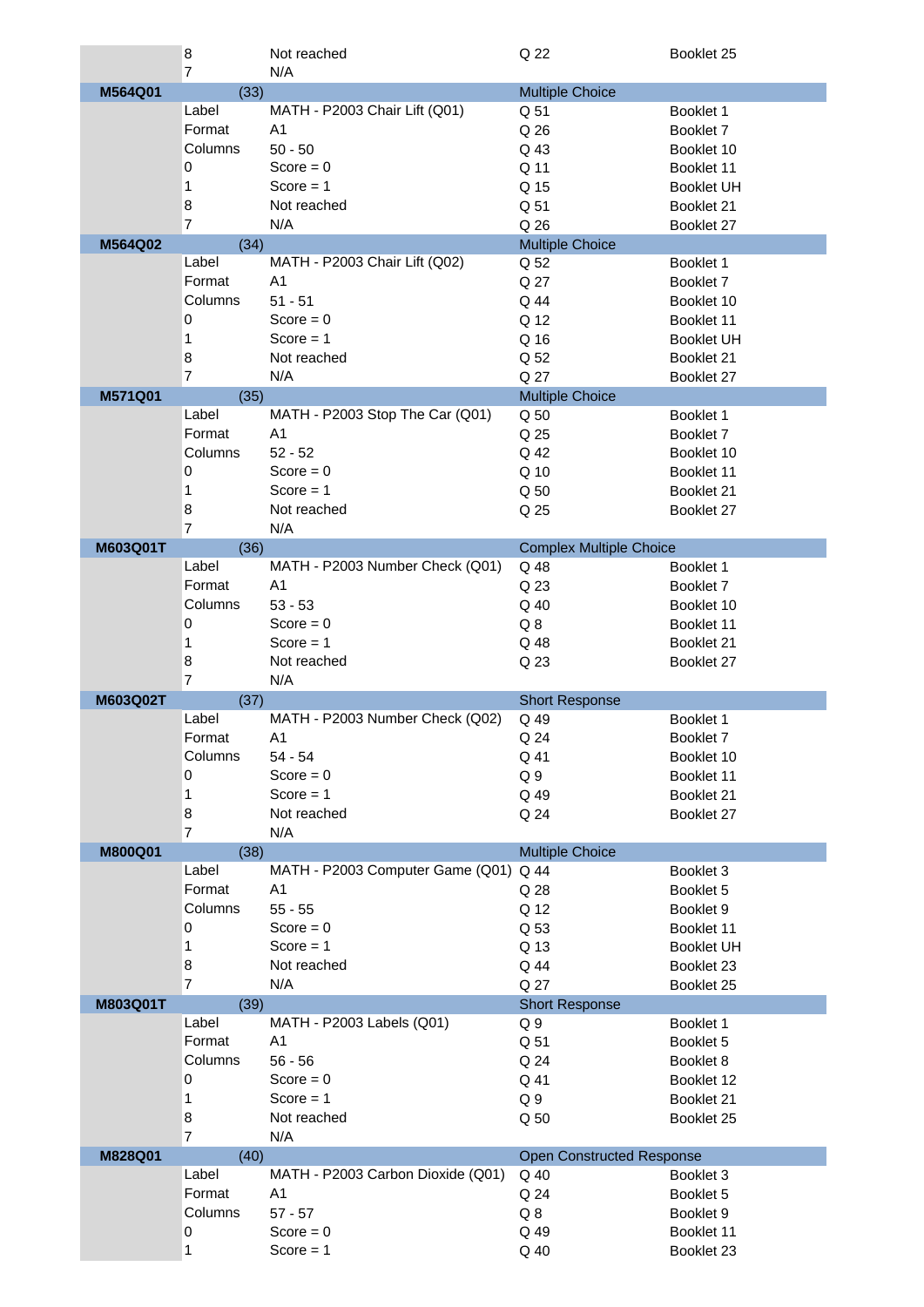| | | | | |
|---|---|---|---|---|
| | 8 | Not reached | Q 22 | Booklet 25 |
| | 7 | N/A | | |
| **M564Q01** | (33) | | Multiple Choice | |
| | Label | MATH - P2003 Chair Lift (Q01) | Q 51 | Booklet 1 |
| | Format | A1 | Q 26 | Booklet 7 |
| | Columns | 50 - 50 | Q 43 | Booklet 10 |
| | 0 | Score = 0 | Q 11 | Booklet 11 |
| | 1 | Score = 1 | Q 15 | Booklet UH |
| | 8 | Not reached | Q 51 | Booklet 21 |
| | 7 | N/A | Q 26 | Booklet 27 |
| **M564Q02** | (34) | | Multiple Choice | |
| | Label | MATH - P2003 Chair Lift (Q02) | Q 52 | Booklet 1 |
| | Format | A1 | Q 27 | Booklet 7 |
| | Columns | 51 - 51 | Q 44 | Booklet 10 |
| | 0 | Score = 0 | Q 12 | Booklet 11 |
| | 1 | Score = 1 | Q 16 | Booklet UH |
| | 8 | Not reached | Q 52 | Booklet 21 |
| | 7 | N/A | Q 27 | Booklet 27 |
| **M571Q01** | (35) | | Multiple Choice | |
| | Label | MATH - P2003 Stop The Car (Q01) | Q 50 | Booklet 1 |
| | Format | A1 | Q 25 | Booklet 7 |
| | Columns | 52 - 52 | Q 42 | Booklet 10 |
| | 0 | Score = 0 | Q 10 | Booklet 11 |
| | 1 | Score = 1 | Q 50 | Booklet 21 |
| | 8 | Not reached | Q 25 | Booklet 27 |
| | 7 | N/A | | |
| **M603Q01T** | (36) | | Complex Multiple Choice | |
| | Label | MATH - P2003 Number Check (Q01) | Q 48 | Booklet 1 |
| | Format | A1 | Q 23 | Booklet 7 |
| | Columns | 53 - 53 | Q 40 | Booklet 10 |
| | 0 | Score = 0 | Q 8 | Booklet 11 |
| | 1 | Score = 1 | Q 48 | Booklet 21 |
| | 8 | Not reached | Q 23 | Booklet 27 |
| | 7 | N/A | | |
| **M603Q02T** | (37) | | Short Response | |
| | Label | MATH - P2003 Number Check (Q02) | Q 49 | Booklet 1 |
| | Format | A1 | Q 24 | Booklet 7 |
| | Columns | 54 - 54 | Q 41 | Booklet 10 |
| | 0 | Score = 0 | Q 9 | Booklet 11 |
| | 1 | Score = 1 | Q 49 | Booklet 21 |
| | 8 | Not reached | Q 24 | Booklet 27 |
| | 7 | N/A | | |
| **M800Q01** | (38) | | Multiple Choice | |
| | Label | MATH - P2003 Computer Game (Q01) | Q 44 | Booklet 3 |
| | Format | A1 | Q 28 | Booklet 5 |
| | Columns | 55 - 55 | Q 12 | Booklet 9 |
| | 0 | Score = 0 | Q 53 | Booklet 11 |
| | 1 | Score = 1 | Q 13 | Booklet UH |
| | 8 | Not reached | Q 44 | Booklet 23 |
| | 7 | N/A | Q 27 | Booklet 25 |
| **M803Q01T** | (39) | | Short Response | |
| | Label | MATH - P2003 Labels (Q01) | Q 9 | Booklet 1 |
| | Format | A1 | Q 51 | Booklet 5 |
| | Columns | 56 - 56 | Q 24 | Booklet 8 |
| | 0 | Score = 0 | Q 41 | Booklet 12 |
| | 1 | Score = 1 | Q 9 | Booklet 21 |
| | 8 | Not reached | Q 50 | Booklet 25 |
| | 7 | N/A | | |
| **M828Q01** | (40) | | Open Constructed Response | |
| | Label | MATH - P2003 Carbon Dioxide (Q01) | Q 40 | Booklet 3 |
| | Format | A1 | Q 24 | Booklet 5 |
| | Columns | 57 - 57 | Q 8 | Booklet 9 |
| | 0 | Score = 0 | Q 49 | Booklet 11 |
| | 1 | Score = 1 | Q 40 | Booklet 23 |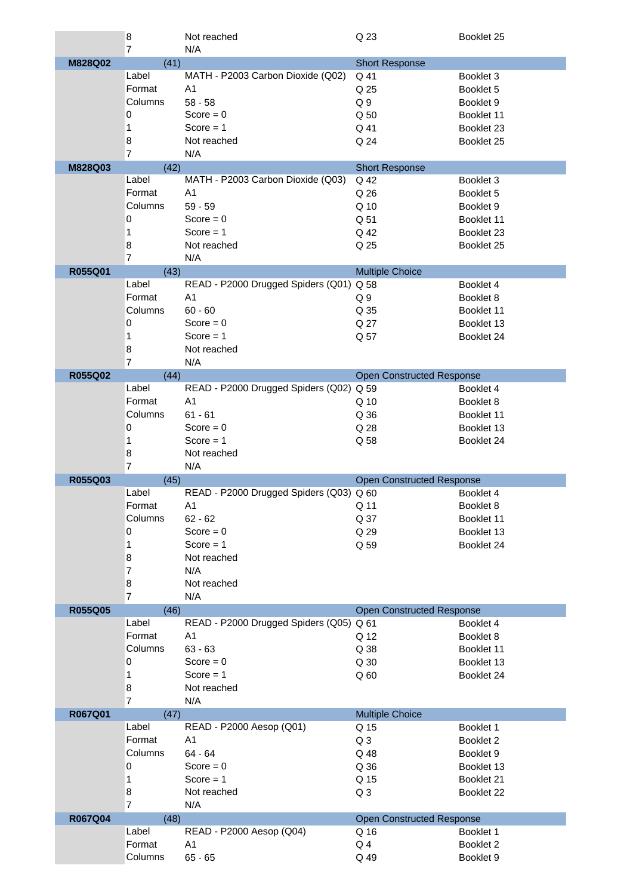| | | | | |
|---|---|---|---|---|
| | 8 | Not reached | Q 23 | Booklet 25 |
| | 7 | N/A | | |
| **M828Q02** | (41) | | Short Response | |
| | Label | MATH - P2003 Carbon Dioxide (Q02) | Q 41 | Booklet 3 |
| | Format | A1 | Q 25 | Booklet 5 |
| | Columns | 58 - 58 | Q 9 | Booklet 9 |
| | 0 | Score = 0 | Q 50 | Booklet 11 |
| | 1 | Score = 1 | Q 41 | Booklet 23 |
| | 8 | Not reached | Q 24 | Booklet 25 |
| | 7 | N/A | | |
| **M828Q03** | (42) | | Short Response | |
| | Label | MATH - P2003 Carbon Dioxide (Q03) | Q 42 | Booklet 3 |
| | Format | A1 | Q 26 | Booklet 5 |
| | Columns | 59 - 59 | Q 10 | Booklet 9 |
| | 0 | Score = 0 | Q 51 | Booklet 11 |
| | 1 | Score = 1 | Q 42 | Booklet 23 |
| | 8 | Not reached | Q 25 | Booklet 25 |
| | 7 | N/A | | |
| **R055Q01** | (43) | | Multiple Choice | |
| | Label | READ - P2000 Drugged Spiders (Q01) | Q 58 | Booklet 4 |
| | Format | A1 | Q 9 | Booklet 8 |
| | Columns | 60 - 60 | Q 35 | Booklet 11 |
| | 0 | Score = 0 | Q 27 | Booklet 13 |
| | 1 | Score = 1 | Q 57 | Booklet 24 |
| | 8 | Not reached | | |
| | 7 | N/A | | |
| **R055Q02** | (44) | | Open Constructed Response | |
| | Label | READ - P2000 Drugged Spiders (Q02) | Q 59 | Booklet 4 |
| | Format | A1 | Q 10 | Booklet 8 |
| | Columns | 61 - 61 | Q 36 | Booklet 11 |
| | 0 | Score = 0 | Q 28 | Booklet 13 |
| | 1 | Score = 1 | Q 58 | Booklet 24 |
| | 8 | Not reached | | |
| | 7 | N/A | | |
| **R055Q03** | (45) | | Open Constructed Response | |
| | Label | READ - P2000 Drugged Spiders (Q03) | Q 60 | Booklet 4 |
| | Format | A1 | Q 11 | Booklet 8 |
| | Columns | 62 - 62 | Q 37 | Booklet 11 |
| | 0 | Score = 0 | Q 29 | Booklet 13 |
| | 1 | Score = 1 | Q 59 | Booklet 24 |
| | 8 | Not reached | | |
| | 7 | N/A | | |
| | 8 | Not reached | | |
| | 7 | N/A | | |
| **R055Q05** | (46) | | Open Constructed Response | |
| | Label | READ - P2000 Drugged Spiders (Q05) | Q 61 | Booklet 4 |
| | Format | A1 | Q 12 | Booklet 8 |
| | Columns | 63 - 63 | Q 38 | Booklet 11 |
| | 0 | Score = 0 | Q 30 | Booklet 13 |
| | 1 | Score = 1 | Q 60 | Booklet 24 |
| | 8 | Not reached | | |
| | 7 | N/A | | |
| **R067Q01** | (47) | | Multiple Choice | |
| | Label | READ - P2000 Aesop (Q01) | Q 15 | Booklet 1 |
| | Format | A1 | Q 3 | Booklet 2 |
| | Columns | 64 - 64 | Q 48 | Booklet 9 |
| | 0 | Score = 0 | Q 36 | Booklet 13 |
| | 1 | Score = 1 | Q 15 | Booklet 21 |
| | 8 | Not reached | Q 3 | Booklet 22 |
| | 7 | N/A | | |
| **R067Q04** | (48) | | Open Constructed Response | |
| | Label | READ - P2000 Aesop (Q04) | Q 16 | Booklet 1 |
| | Format | A1 | Q 4 | Booklet 2 |
| | Columns | 65 - 65 | Q 49 | Booklet 9 |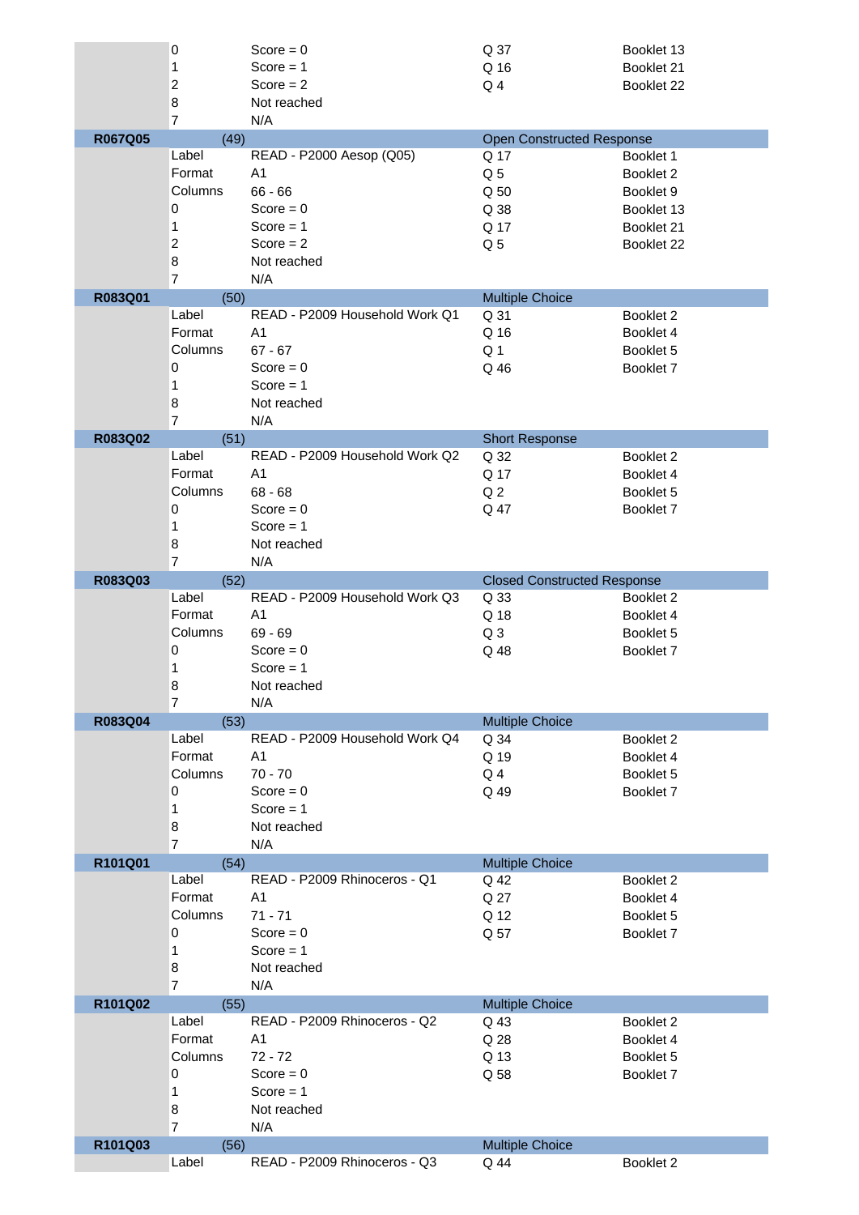| | | | | |
|---|---|---|---|---|
| | 0 | Score = 0 | Q 37 | Booklet 13 |
| | 1 | Score = 1 | Q 16 | Booklet 21 |
| | 2 | Score = 2 | Q 4 | Booklet 22 |
| | 8 | Not reached | | |
| | 7 | N/A | | |
| **R067Q05** | (49) | | Open Constructed Response | |
| | Label | READ - P2000 Aesop (Q05) | Q 17 | Booklet 1 |
| | Format | A1 | Q 5 | Booklet 2 |
| | Columns | 66 - 66 | Q 50 | Booklet 9 |
| | 0 | Score = 0 | Q 38 | Booklet 13 |
| | 1 | Score = 1 | Q 17 | Booklet 21 |
| | 2 | Score = 2 | Q 5 | Booklet 22 |
| | 8 | Not reached | | |
| | 7 | N/A | | |
| **R083Q01** | (50) | | Multiple Choice | |
| | Label | READ - P2009 Household Work Q1 | Q 31 | Booklet 2 |
| | Format | A1 | Q 16 | Booklet 4 |
| | Columns | 67 - 67 | Q 1 | Booklet 5 |
| | 0 | Score = 0 | Q 46 | Booklet 7 |
| | 1 | Score = 1 | | |
| | 8 | Not reached | | |
| | 7 | N/A | | |
| **R083Q02** | (51) | | Short Response | |
| | Label | READ - P2009 Household Work Q2 | Q 32 | Booklet 2 |
| | Format | A1 | Q 17 | Booklet 4 |
| | Columns | 68 - 68 | Q 2 | Booklet 5 |
| | 0 | Score = 0 | Q 47 | Booklet 7 |
| | 1 | Score = 1 | | |
| | 8 | Not reached | | |
| | 7 | N/A | | |
| **R083Q03** | (52) | | Closed Constructed Response | |
| | Label | READ - P2009 Household Work Q3 | Q 33 | Booklet 2 |
| | Format | A1 | Q 18 | Booklet 4 |
| | Columns | 69 - 69 | Q 3 | Booklet 5 |
| | 0 | Score = 0 | Q 48 | Booklet 7 |
| | 1 | Score = 1 | | |
| | 8 | Not reached | | |
| | 7 | N/A | | |
| **R083Q04** | (53) | | Multiple Choice | |
| | Label | READ - P2009 Household Work Q4 | Q 34 | Booklet 2 |
| | Format | A1 | Q 19 | Booklet 4 |
| | Columns | 70 - 70 | Q 4 | Booklet 5 |
| | 0 | Score = 0 | Q 49 | Booklet 7 |
| | 1 | Score = 1 | | |
| | 8 | Not reached | | |
| | 7 | N/A | | |
| **R101Q01** | (54) | | Multiple Choice | |
| | Label | READ - P2009 Rhinoceros - Q1 | Q 42 | Booklet 2 |
| | Format | A1 | Q 27 | Booklet 4 |
| | Columns | 71 - 71 | Q 12 | Booklet 5 |
| | 0 | Score = 0 | Q 57 | Booklet 7 |
| | 1 | Score = 1 | | |
| | 8 | Not reached | | |
| | 7 | N/A | | |
| **R101Q02** | (55) | | Multiple Choice | |
| | Label | READ - P2009 Rhinoceros - Q2 | Q 43 | Booklet 2 |
| | Format | A1 | Q 28 | Booklet 4 |
| | Columns | 72 - 72 | Q 13 | Booklet 5 |
| | 0 | Score = 0 | Q 58 | Booklet 7 |
| | 1 | Score = 1 | | |
| | 8 | Not reached | | |
| | 7 | N/A | | |
| **R101Q03** | (56) | | Multiple Choice | |
| | Label | READ - P2009 Rhinoceros - Q3 | Q 44 | Booklet 2 |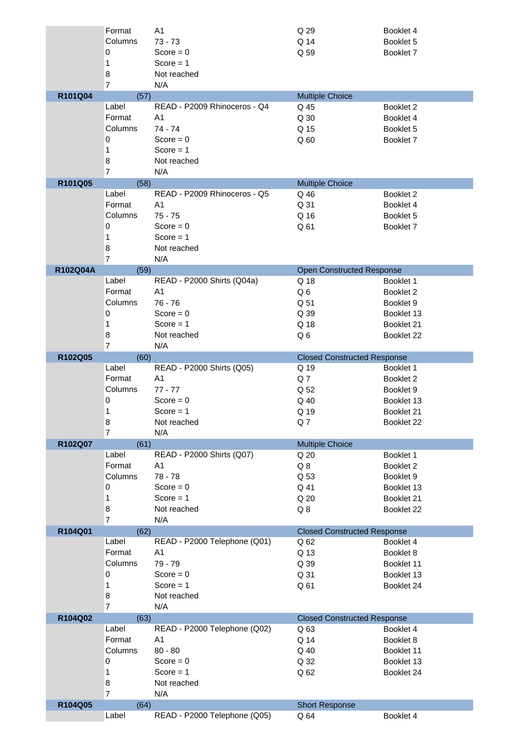| | | | | |
|---|---|---|---|---|
| | Format | A1 | Q 29 | Booklet 4 |
| | Columns | 73 - 73 | Q 14 | Booklet 5 |
| | 0 | Score = 0 | Q 59 | Booklet 7 |
| | 1 | Score = 1 | | |
| | 8 | Not reached | | |
| | 7 | N/A | | |
| **R101Q04** | (57) | | Multiple Choice | |
| | Label | READ - P2009 Rhinoceros - Q4 | Q 45 | Booklet 2 |
| | Format | A1 | Q 30 | Booklet 4 |
| | Columns | 74 - 74 | Q 15 | Booklet 5 |
| | 0 | Score = 0 | Q 60 | Booklet 7 |
| | 1 | Score = 1 | | |
| | 8 | Not reached | | |
| | 7 | N/A | | |
| **R101Q05** | (58) | | Multiple Choice | |
| | Label | READ - P2009 Rhinoceros - Q5 | Q 46 | Booklet 2 |
| | Format | A1 | Q 31 | Booklet 4 |
| | Columns | 75 - 75 | Q 16 | Booklet 5 |
| | 0 | Score = 0 | Q 61 | Booklet 7 |
| | 1 | Score = 1 | | |
| | 8 | Not reached | | |
| | 7 | N/A | | |
| **R102Q04A** | (59) | | Open Constructed Response | |
| | Label | READ - P2000 Shirts (Q04a) | Q 18 | Booklet 1 |
| | Format | A1 | Q 6 | Booklet 2 |
| | Columns | 76 - 76 | Q 51 | Booklet 9 |
| | 0 | Score = 0 | Q 39 | Booklet 13 |
| | 1 | Score = 1 | Q 18 | Booklet 21 |
| | 8 | Not reached | Q 6 | Booklet 22 |
| | 7 | N/A | | |
| **R102Q05** | (60) | | Closed Constructed Response | |
| | Label | READ - P2000 Shirts (Q05) | Q 19 | Booklet 1 |
| | Format | A1 | Q 7 | Booklet 2 |
| | Columns | 77 - 77 | Q 52 | Booklet 9 |
| | 0 | Score = 0 | Q 40 | Booklet 13 |
| | 1 | Score = 1 | Q 19 | Booklet 21 |
| | 8 | Not reached | Q 7 | Booklet 22 |
| | 7 | N/A | | |
| **R102Q07** | (61) | | Multiple Choice | |
| | Label | READ - P2000 Shirts (Q07) | Q 20 | Booklet 1 |
| | Format | A1 | Q 8 | Booklet 2 |
| | Columns | 78 - 78 | Q 53 | Booklet 9 |
| | 0 | Score = 0 | Q 41 | Booklet 13 |
| | 1 | Score = 1 | Q 20 | Booklet 21 |
| | 8 | Not reached | Q 8 | Booklet 22 |
| | 7 | N/A | | |
| **R104Q01** | (62) | | Closed Constructed Response | |
| | Label | READ - P2000 Telephone (Q01) | Q 62 | Booklet 4 |
| | Format | A1 | Q 13 | Booklet 8 |
| | Columns | 79 - 79 | Q 39 | Booklet 11 |
| | 0 | Score = 0 | Q 31 | Booklet 13 |
| | 1 | Score = 1 | Q 61 | Booklet 24 |
| | 8 | Not reached | | |
| | 7 | N/A | | |
| **R104Q02** | (63) | | Closed Constructed Response | |
| | Label | READ - P2000 Telephone (Q02) | Q 63 | Booklet 4 |
| | Format | A1 | Q 14 | Booklet 8 |
| | Columns | 80 - 80 | Q 40 | Booklet 11 |
| | 0 | Score = 0 | Q 32 | Booklet 13 |
| | 1 | Score = 1 | Q 62 | Booklet 24 |
| | 8 | Not reached | | |
| | 7 | N/A | | |
| **R104Q05** | (64) | | Short Response | |
| | Label | READ - P2000 Telephone (Q05) | Q 64 | Booklet 4 |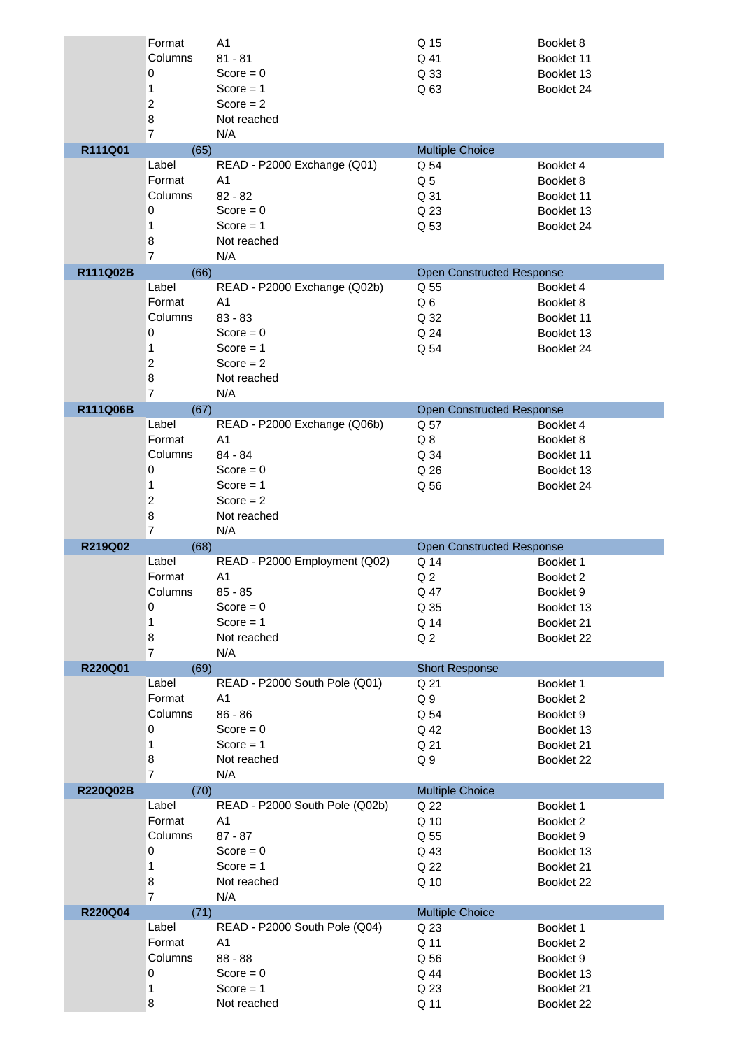| | | | | |
|---|---|---|---|---|
| | Format | A1 | Q 15 | Booklet 8 |
| | Columns | 81 - 81 | Q 41 | Booklet 11 |
| | 0 | Score = 0 | Q 33 | Booklet 13 |
| | 1 | Score = 1 | Q 63 | Booklet 24 |
| | 2 | Score = 2 | | |
| | 8 | Not reached | | |
| | 7 | N/A | | |
| **R111Q01** | (65) | | Multiple Choice | |
| | Label | READ - P2000 Exchange (Q01) | Q 54 | Booklet 4 |
| | Format | A1 | Q 5 | Booklet 8 |
| | Columns | 82 - 82 | Q 31 | Booklet 11 |
| | 0 | Score = 0 | Q 23 | Booklet 13 |
| | 1 | Score = 1 | Q 53 | Booklet 24 |
| | 8 | Not reached | | |
| | 7 | N/A | | |
| **R111Q02B** | (66) | | Open Constructed Response | |
| | Label | READ - P2000 Exchange (Q02b) | Q 55 | Booklet 4 |
| | Format | A1 | Q 6 | Booklet 8 |
| | Columns | 83 - 83 | Q 32 | Booklet 11 |
| | 0 | Score = 0 | Q 24 | Booklet 13 |
| | 1 | Score = 1 | Q 54 | Booklet 24 |
| | 2 | Score = 2 | | |
| | 8 | Not reached | | |
| | 7 | N/A | | |
| **R111Q06B** | (67) | | Open Constructed Response | |
| | Label | READ - P2000 Exchange (Q06b) | Q 57 | Booklet 4 |
| | Format | A1 | Q 8 | Booklet 8 |
| | Columns | 84 - 84 | Q 34 | Booklet 11 |
| | 0 | Score = 0 | Q 26 | Booklet 13 |
| | 1 | Score = 1 | Q 56 | Booklet 24 |
| | 2 | Score = 2 | | |
| | 8 | Not reached | | |
| | 7 | N/A | | |
| **R219Q02** | (68) | | Open Constructed Response | |
| | Label | READ - P2000 Employment (Q02) | Q 14 | Booklet 1 |
| | Format | A1 | Q 2 | Booklet 2 |
| | Columns | 85 - 85 | Q 47 | Booklet 9 |
| | 0 | Score = 0 | Q 35 | Booklet 13 |
| | 1 | Score = 1 | Q 14 | Booklet 21 |
| | 8 | Not reached | Q 2 | Booklet 22 |
| | 7 | N/A | | |
| **R220Q01** | (69) | | Short Response | |
| | Label | READ - P2000 South Pole (Q01) | Q 21 | Booklet 1 |
| | Format | A1 | Q 9 | Booklet 2 |
| | Columns | 86 - 86 | Q 54 | Booklet 9 |
| | 0 | Score = 0 | Q 42 | Booklet 13 |
| | 1 | Score = 1 | Q 21 | Booklet 21 |
| | 8 | Not reached | Q 9 | Booklet 22 |
| | 7 | N/A | | |
| **R220Q02B** | (70) | | Multiple Choice | |
| | Label | READ - P2000 South Pole (Q02b) | Q 22 | Booklet 1 |
| | Format | A1 | Q 10 | Booklet 2 |
| | Columns | 87 - 87 | Q 55 | Booklet 9 |
| | 0 | Score = 0 | Q 43 | Booklet 13 |
| | 1 | Score = 1 | Q 22 | Booklet 21 |
| | 8 | Not reached | Q 10 | Booklet 22 |
| | 7 | N/A | | |
| **R220Q04** | (71) | | Multiple Choice | |
| | Label | READ - P2000 South Pole (Q04) | Q 23 | Booklet 1 |
| | Format | A1 | Q 11 | Booklet 2 |
| | Columns | 88 - 88 | Q 56 | Booklet 9 |
| | 0 | Score = 0 | Q 44 | Booklet 13 |
| | 1 | Score = 1 | Q 23 | Booklet 21 |
| | 8 | Not reached | Q 11 | Booklet 22 |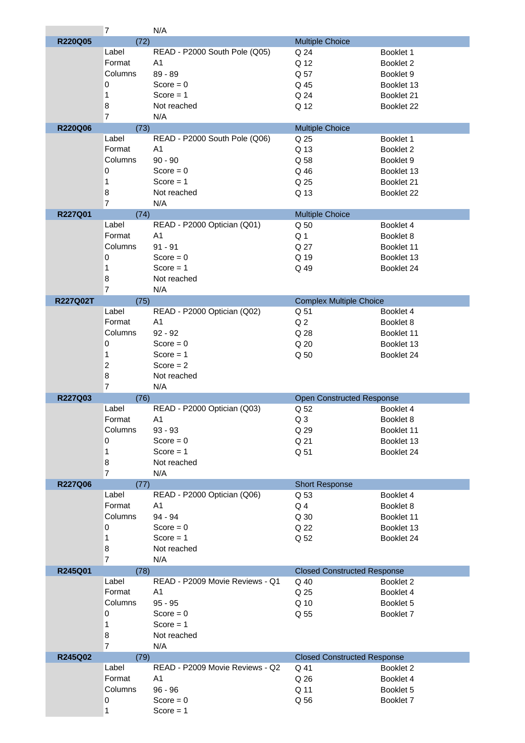| | 7 | N/A | | |
|---|---|---|---|---|
| **R220Q05** | (72) | | Multiple Choice | |
| | Label | READ - P2000 South Pole (Q05) | Q 24 | Booklet 1 |
| | Format | A1 | Q 12 | Booklet 2 |
| | Columns | 89 - 89 | Q 57 | Booklet 9 |
| | 0 | Score = 0 | Q 45 | Booklet 13 |
| | 1 | Score = 1 | Q 24 | Booklet 21 |
| | 8 | Not reached | Q 12 | Booklet 22 |
| | 7 | N/A | | |
| **R220Q06** | (73) | | Multiple Choice | |
| | Label | READ - P2000 South Pole (Q06) | Q 25 | Booklet 1 |
| | Format | A1 | Q 13 | Booklet 2 |
| | Columns | 90 - 90 | Q 58 | Booklet 9 |
| | 0 | Score = 0 | Q 46 | Booklet 13 |
| | 1 | Score = 1 | Q 25 | Booklet 21 |
| | 8 | Not reached | Q 13 | Booklet 22 |
| | 7 | N/A | | |
| **R227Q01** | (74) | | Multiple Choice | |
| | Label | READ - P2000 Optician (Q01) | Q 50 | Booklet 4 |
| | Format | A1 | Q 1 | Booklet 8 |
| | Columns | 91 - 91 | Q 27 | Booklet 11 |
| | 0 | Score = 0 | Q 19 | Booklet 13 |
| | 1 | Score = 1 | Q 49 | Booklet 24 |
| | 8 | Not reached | | |
| | 7 | N/A | | |
| **R227Q02T** | (75) | | Complex Multiple Choice | |
| | Label | READ - P2000 Optician (Q02) | Q 51 | Booklet 4 |
| | Format | A1 | Q 2 | Booklet 8 |
| | Columns | 92 - 92 | Q 28 | Booklet 11 |
| | 0 | Score = 0 | Q 20 | Booklet 13 |
| | 1 | Score = 1 | Q 50 | Booklet 24 |
| | 2 | Score = 2 | | |
| | 8 | Not reached | | |
| | 7 | N/A | | |
| **R227Q03** | (76) | | Open Constructed Response | |
| | Label | READ - P2000 Optician (Q03) | Q 52 | Booklet 4 |
| | Format | A1 | Q 3 | Booklet 8 |
| | Columns | 93 - 93 | Q 29 | Booklet 11 |
| | 0 | Score = 0 | Q 21 | Booklet 13 |
| | 1 | Score = 1 | Q 51 | Booklet 24 |
| | 8 | Not reached | | |
| | 7 | N/A | | |
| **R227Q06** | (77) | | Short Response | |
| | Label | READ - P2000 Optician (Q06) | Q 53 | Booklet 4 |
| | Format | A1 | Q 4 | Booklet 8 |
| | Columns | 94 - 94 | Q 30 | Booklet 11 |
| | 0 | Score = 0 | Q 22 | Booklet 13 |
| | 1 | Score = 1 | Q 52 | Booklet 24 |
| | 8 | Not reached | | |
| | 7 | N/A | | |
| **R245Q01** | (78) | | Closed Constructed Response | |
| | Label | READ - P2009 Movie Reviews - Q1 | Q 40 | Booklet 2 |
| | Format | A1 | Q 25 | Booklet 4 |
| | Columns | 95 - 95 | Q 10 | Booklet 5 |
| | 0 | Score = 0 | Q 55 | Booklet 7 |
| | 1 | Score = 1 | | |
| | 8 | Not reached | | |
| | 7 | N/A | | |
| **R245Q02** | (79) | | Closed Constructed Response | |
| | Label | READ - P2009 Movie Reviews - Q2 | Q 41 | Booklet 2 |
| | Format | A1 | Q 26 | Booklet 4 |
| | Columns | 96 - 96 | Q 11 | Booklet 5 |
| | 0 | Score = 0 | Q 56 | Booklet 7 |
| | 1 | Score = 1 | | |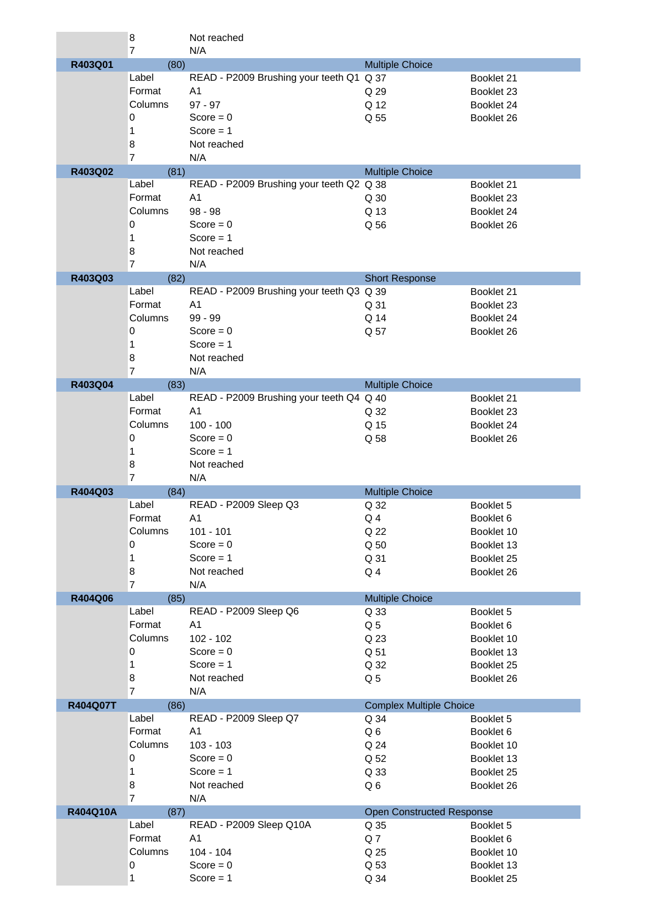| | | | | |
|---|---|---|---|---|
| | 8 | Not reached | | |
| | 7 | N/A | | |
| **R403Q01** | (80) | | Multiple Choice | |
| | Label | READ - P2009 Brushing your teeth Q1 | Q 37 | Booklet 21 |
| | Format | A1 | Q 29 | Booklet 23 |
| | Columns | 97 - 97 | Q 12 | Booklet 24 |
| | 0 | Score = 0 | Q 55 | Booklet 26 |
| | 1 | Score = 1 | | |
| | 8 | Not reached | | |
| | 7 | N/A | | |
| **R403Q02** | (81) | | Multiple Choice | |
| | Label | READ - P2009 Brushing your teeth Q2 | Q 38 | Booklet 21 |
| | Format | A1 | Q 30 | Booklet 23 |
| | Columns | 98 - 98 | Q 13 | Booklet 24 |
| | 0 | Score = 0 | Q 56 | Booklet 26 |
| | 1 | Score = 1 | | |
| | 8 | Not reached | | |
| | 7 | N/A | | |
| **R403Q03** | (82) | | Short Response | |
| | Label | READ - P2009 Brushing your teeth Q3 | Q 39 | Booklet 21 |
| | Format | A1 | Q 31 | Booklet 23 |
| | Columns | 99 - 99 | Q 14 | Booklet 24 |
| | 0 | Score = 0 | Q 57 | Booklet 26 |
| | 1 | Score = 1 | | |
| | 8 | Not reached | | |
| | 7 | N/A | | |
| **R403Q04** | (83) | | Multiple Choice | |
| | Label | READ - P2009 Brushing your teeth Q4 | Q 40 | Booklet 21 |
| | Format | A1 | Q 32 | Booklet 23 |
| | Columns | 100 - 100 | Q 15 | Booklet 24 |
| | 0 | Score = 0 | Q 58 | Booklet 26 |
| | 1 | Score = 1 | | |
| | 8 | Not reached | | |
| | 7 | N/A | | |
| **R404Q03** | (84) | | Multiple Choice | |
| | Label | READ - P2009 Sleep Q3 | Q 32 | Booklet 5 |
| | Format | A1 | Q 4 | Booklet 6 |
| | Columns | 101 - 101 | Q 22 | Booklet 10 |
| | 0 | Score = 0 | Q 50 | Booklet 13 |
| | 1 | Score = 1 | Q 31 | Booklet 25 |
| | 8 | Not reached | Q 4 | Booklet 26 |
| | 7 | N/A | | |
| **R404Q06** | (85) | | Multiple Choice | |
| | Label | READ - P2009 Sleep Q6 | Q 33 | Booklet 5 |
| | Format | A1 | Q 5 | Booklet 6 |
| | Columns | 102 - 102 | Q 23 | Booklet 10 |
| | 0 | Score = 0 | Q 51 | Booklet 13 |
| | 1 | Score = 1 | Q 32 | Booklet 25 |
| | 8 | Not reached | Q 5 | Booklet 26 |
| | 7 | N/A | | |
| **R404Q07T** | (86) | | Complex Multiple Choice | |
| | Label | READ - P2009 Sleep Q7 | Q 34 | Booklet 5 |
| | Format | A1 | Q 6 | Booklet 6 |
| | Columns | 103 - 103 | Q 24 | Booklet 10 |
| | 0 | Score = 0 | Q 52 | Booklet 13 |
| | 1 | Score = 1 | Q 33 | Booklet 25 |
| | 8 | Not reached | Q 6 | Booklet 26 |
| | 7 | N/A | | |
| **R404Q10A** | (87) | | Open Constructed Response | |
| | Label | READ - P2009 Sleep Q10A | Q 35 | Booklet 5 |
| | Format | A1 | Q 7 | Booklet 6 |
| | Columns | 104 - 104 | Q 25 | Booklet 10 |
| | 0 | Score = 0 | Q 53 | Booklet 13 |
| | 1 | Score = 1 | Q 34 | Booklet 25 |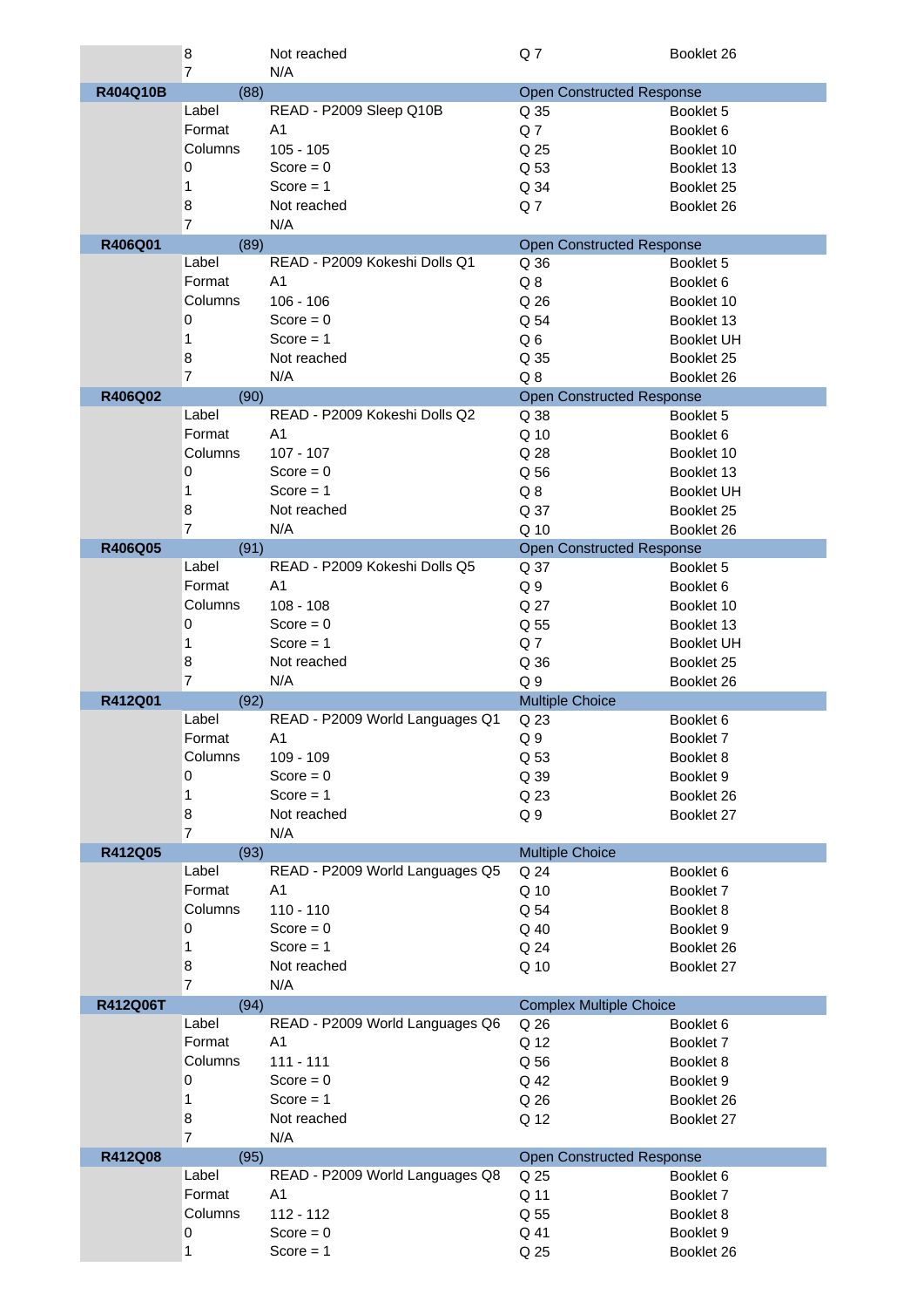| | | | | |
|---|---|---|---|---|
| | 8 | Not reached | Q 7 | Booklet 26 |
| | 7 | N/A | | |
| **R404Q10B** | (88) | | Open Constructed Response | |
| | Label | READ - P2009 Sleep Q10B | Q 35 | Booklet 5 |
| | Format | A1 | Q 7 | Booklet 6 |
| | Columns | 105 - 105 | Q 25 | Booklet 10 |
| | 0 | Score = 0 | Q 53 | Booklet 13 |
| | 1 | Score = 1 | Q 34 | Booklet 25 |
| | 8 | Not reached | Q 7 | Booklet 26 |
| | 7 | N/A | | |
| **R406Q01** | (89) | | Open Constructed Response | |
| | Label | READ - P2009 Kokeshi Dolls Q1 | Q 36 | Booklet 5 |
| | Format | A1 | Q 8 | Booklet 6 |
| | Columns | 106 - 106 | Q 26 | Booklet 10 |
| | 0 | Score = 0 | Q 54 | Booklet 13 |
| | 1 | Score = 1 | Q 6 | Booklet UH |
| | 8 | Not reached | Q 35 | Booklet 25 |
| | 7 | N/A | Q 8 | Booklet 26 |
| **R406Q02** | (90) | | Open Constructed Response | |
| | Label | READ - P2009 Kokeshi Dolls Q2 | Q 38 | Booklet 5 |
| | Format | A1 | Q 10 | Booklet 6 |
| | Columns | 107 - 107 | Q 28 | Booklet 10 |
| | 0 | Score = 0 | Q 56 | Booklet 13 |
| | 1 | Score = 1 | Q 8 | Booklet UH |
| | 8 | Not reached | Q 37 | Booklet 25 |
| | 7 | N/A | Q 10 | Booklet 26 |
| **R406Q05** | (91) | | Open Constructed Response | |
| | Label | READ - P2009 Kokeshi Dolls Q5 | Q 37 | Booklet 5 |
| | Format | A1 | Q 9 | Booklet 6 |
| | Columns | 108 - 108 | Q 27 | Booklet 10 |
| | 0 | Score = 0 | Q 55 | Booklet 13 |
| | 1 | Score = 1 | Q 7 | Booklet UH |
| | 8 | Not reached | Q 36 | Booklet 25 |
| | 7 | N/A | Q 9 | Booklet 26 |
| **R412Q01** | (92) | | Multiple Choice | |
| | Label | READ - P2009 World Languages Q1 | Q 23 | Booklet 6 |
| | Format | A1 | Q 9 | Booklet 7 |
| | Columns | 109 - 109 | Q 53 | Booklet 8 |
| | 0 | Score = 0 | Q 39 | Booklet 9 |
| | 1 | Score = 1 | Q 23 | Booklet 26 |
| | 8 | Not reached | Q 9 | Booklet 27 |
| | 7 | N/A | | |
| **R412Q05** | (93) | | Multiple Choice | |
| | Label | READ - P2009 World Languages Q5 | Q 24 | Booklet 6 |
| | Format | A1 | Q 10 | Booklet 7 |
| | Columns | 110 - 110 | Q 54 | Booklet 8 |
| | 0 | Score = 0 | Q 40 | Booklet 9 |
| | 1 | Score = 1 | Q 24 | Booklet 26 |
| | 8 | Not reached | Q 10 | Booklet 27 |
| | 7 | N/A | | |
| **R412Q06T** | (94) | | Complex Multiple Choice | |
| | Label | READ - P2009 World Languages Q6 | Q 26 | Booklet 6 |
| | Format | A1 | Q 12 | Booklet 7 |
| | Columns | 111 - 111 | Q 56 | Booklet 8 |
| | 0 | Score = 0 | Q 42 | Booklet 9 |
| | 1 | Score = 1 | Q 26 | Booklet 26 |
| | 8 | Not reached | Q 12 | Booklet 27 |
| | 7 | N/A | | |
| **R412Q08** | (95) | | Open Constructed Response | |
| | Label | READ - P2009 World Languages Q8 | Q 25 | Booklet 6 |
| | Format | A1 | Q 11 | Booklet 7 |
| | Columns | 112 - 112 | Q 55 | Booklet 8 |
| | 0 | Score = 0 | Q 41 | Booklet 9 |
| | 1 | Score = 1 | Q 25 | Booklet 26 |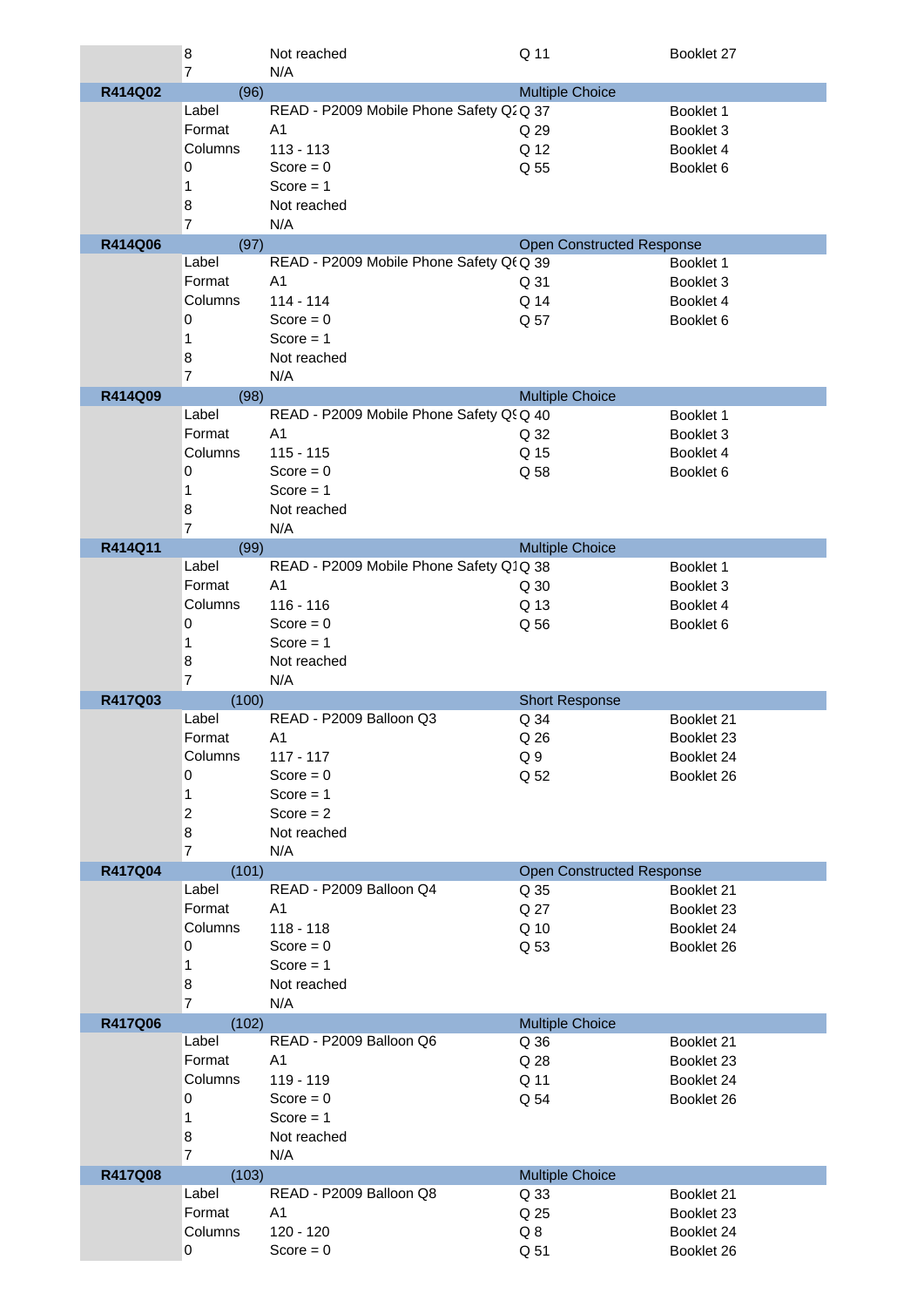| | | | | |
|---|---|---|---|---|
| | 8 | Not reached | Q 11 | Booklet 27 |
| | 7 | N/A | | |
| **R414Q02** | (96) | | Multiple Choice | |
| | Label | READ - P2009 Mobile Phone Safety Q2 | Q 37 | Booklet 1 |
| | Format | A1 | Q 29 | Booklet 3 |
| | Columns | 113 - 113 | Q 12 | Booklet 4 |
| | 0 | Score = 0 | Q 55 | Booklet 6 |
| | 1 | Score = 1 | | |
| | 8 | Not reached | | |
| | 7 | N/A | | |
| **R414Q06** | (97) | | Open Constructed Response | |
| | Label | READ - P2009 Mobile Phone Safety Q6 | Q 39 | Booklet 1 |
| | Format | A1 | Q 31 | Booklet 3 |
| | Columns | 114 - 114 | Q 14 | Booklet 4 |
| | 0 | Score = 0 | Q 57 | Booklet 6 |
| | 1 | Score = 1 | | |
| | 8 | Not reached | | |
| | 7 | N/A | | |
| **R414Q09** | (98) | | Multiple Choice | |
| | Label | READ - P2009 Mobile Phone Safety Q9 | Q 40 | Booklet 1 |
| | Format | A1 | Q 32 | Booklet 3 |
| | Columns | 115 - 115 | Q 15 | Booklet 4 |
| | 0 | Score = 0 | Q 58 | Booklet 6 |
| | 1 | Score = 1 | | |
| | 8 | Not reached | | |
| | 7 | N/A | | |
| **R414Q11** | (99) | | Multiple Choice | |
| | Label | READ - P2009 Mobile Phone Safety Q1 | Q 38 | Booklet 1 |
| | Format | A1 | Q 30 | Booklet 3 |
| | Columns | 116 - 116 | Q 13 | Booklet 4 |
| | 0 | Score = 0 | Q 56 | Booklet 6 |
| | 1 | Score = 1 | | |
| | 8 | Not reached | | |
| | 7 | N/A | | |
| **R417Q03** | (100) | | Short Response | |
| | Label | READ - P2009 Balloon Q3 | Q 34 | Booklet 21 |
| | Format | A1 | Q 26 | Booklet 23 |
| | Columns | 117 - 117 | Q 9 | Booklet 24 |
| | 0 | Score = 0 | Q 52 | Booklet 26 |
| | 1 | Score = 1 | | |
| | 2 | Score = 2 | | |
| | 8 | Not reached | | |
| | 7 | N/A | | |
| **R417Q04** | (101) | | Open Constructed Response | |
| | Label | READ - P2009 Balloon Q4 | Q 35 | Booklet 21 |
| | Format | A1 | Q 27 | Booklet 23 |
| | Columns | 118 - 118 | Q 10 | Booklet 24 |
| | 0 | Score = 0 | Q 53 | Booklet 26 |
| | 1 | Score = 1 | | |
| | 8 | Not reached | | |
| | 7 | N/A | | |
| **R417Q06** | (102) | | Multiple Choice | |
| | Label | READ - P2009 Balloon Q6 | Q 36 | Booklet 21 |
| | Format | A1 | Q 28 | Booklet 23 |
| | Columns | 119 - 119 | Q 11 | Booklet 24 |
| | 0 | Score = 0 | Q 54 | Booklet 26 |
| | 1 | Score = 1 | | |
| | 8 | Not reached | | |
| | 7 | N/A | | |
| **R417Q08** | (103) | | Multiple Choice | |
| | Label | READ - P2009 Balloon Q8 | Q 33 | Booklet 21 |
| | Format | A1 | Q 25 | Booklet 23 |
| | Columns | 120 - 120 | Q 8 | Booklet 24 |
| | 0 | Score = 0 | Q 51 | Booklet 26 |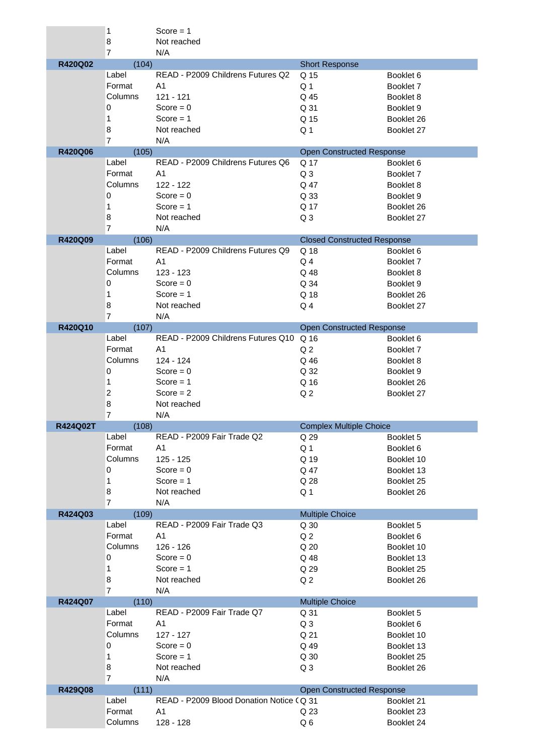| | | | | |
|---|---|---|---|---|
| | 1 | Score = 1 | | |
| | 8 | Not reached | | |
| | 7 | N/A | | |
| **R420Q02** | (104) | | Short Response | |
| | Label | READ - P2009 Childrens Futures Q2 | Q 15 | Booklet 6 |
| | Format | A1 | Q 1 | Booklet 7 |
| | Columns | 121 - 121 | Q 45 | Booklet 8 |
| | 0 | Score = 0 | Q 31 | Booklet 9 |
| | 1 | Score = 1 | Q 15 | Booklet 26 |
| | 8 | Not reached | Q 1 | Booklet 27 |
| | 7 | N/A | | |
| **R420Q06** | (105) | | Open Constructed Response | |
| | Label | READ - P2009 Childrens Futures Q6 | Q 17 | Booklet 6 |
| | Format | A1 | Q 3 | Booklet 7 |
| | Columns | 122 - 122 | Q 47 | Booklet 8 |
| | 0 | Score = 0 | Q 33 | Booklet 9 |
| | 1 | Score = 1 | Q 17 | Booklet 26 |
| | 8 | Not reached | Q 3 | Booklet 27 |
| | 7 | N/A | | |
| **R420Q09** | (106) | | Closed Constructed Response | |
| | Label | READ - P2009 Childrens Futures Q9 | Q 18 | Booklet 6 |
| | Format | A1 | Q 4 | Booklet 7 |
| | Columns | 123 - 123 | Q 48 | Booklet 8 |
| | 0 | Score = 0 | Q 34 | Booklet 9 |
| | 1 | Score = 1 | Q 18 | Booklet 26 |
| | 8 | Not reached | Q 4 | Booklet 27 |
| | 7 | N/A | | |
| **R420Q10** | (107) | | Open Constructed Response | |
| | Label | READ - P2009 Childrens Futures Q10 | Q 16 | Booklet 6 |
| | Format | A1 | Q 2 | Booklet 7 |
| | Columns | 124 - 124 | Q 46 | Booklet 8 |
| | 0 | Score = 0 | Q 32 | Booklet 9 |
| | 1 | Score = 1 | Q 16 | Booklet 26 |
| | 2 | Score = 2 | Q 2 | Booklet 27 |
| | 8 | Not reached | | |
| | 7 | N/A | | |
| **R424Q02T** | (108) | | Complex Multiple Choice | |
| | Label | READ - P2009 Fair Trade Q2 | Q 29 | Booklet 5 |
| | Format | A1 | Q 1 | Booklet 6 |
| | Columns | 125 - 125 | Q 19 | Booklet 10 |
| | 0 | Score = 0 | Q 47 | Booklet 13 |
| | 1 | Score = 1 | Q 28 | Booklet 25 |
| | 8 | Not reached | Q 1 | Booklet 26 |
| | 7 | N/A | | |
| **R424Q03** | (109) | | Multiple Choice | |
| | Label | READ - P2009 Fair Trade Q3 | Q 30 | Booklet 5 |
| | Format | A1 | Q 2 | Booklet 6 |
| | Columns | 126 - 126 | Q 20 | Booklet 10 |
| | 0 | Score = 0 | Q 48 | Booklet 13 |
| | 1 | Score = 1 | Q 29 | Booklet 25 |
| | 8 | Not reached | Q 2 | Booklet 26 |
| | 7 | N/A | | |
| **R424Q07** | (110) | | Multiple Choice | |
| | Label | READ - P2009 Fair Trade Q7 | Q 31 | Booklet 5 |
| | Format | A1 | Q 3 | Booklet 6 |
| | Columns | 127 - 127 | Q 21 | Booklet 10 |
| | 0 | Score = 0 | Q 49 | Booklet 13 |
| | 1 | Score = 1 | Q 30 | Booklet 25 |
| | 8 | Not reached | Q 3 | Booklet 26 |
| | 7 | N/A | | |
| **R429Q08** | (111) | | Open Constructed Response | |
| | Label | READ - P2009 Blood Donation Notice ( | Q 31 | Booklet 21 |
| | Format | A1 | Q 23 | Booklet 23 |
| | Columns | 128 - 128 | Q 6 | Booklet 24 |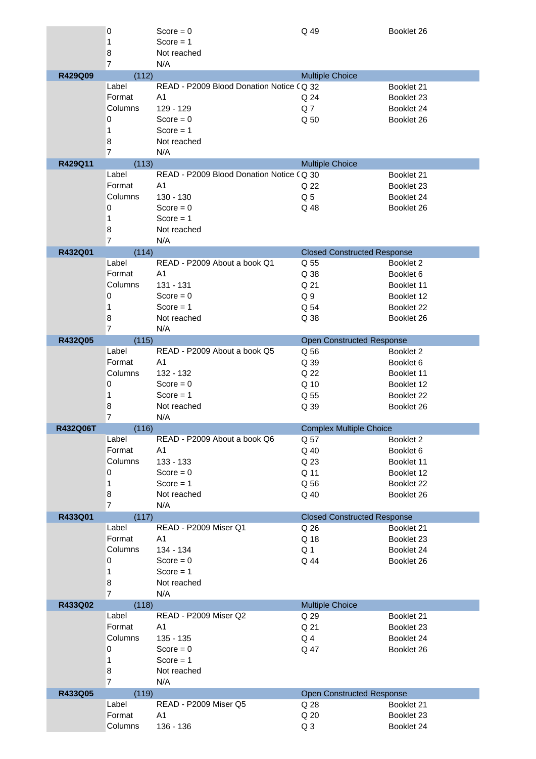| | | | | |
|---|---|---|---|---|
| | 0 | Score = 0 | Q 49 | Booklet 26 |
| | 1 | Score = 1 | | |
| | 8 | Not reached | | |
| | 7 | N/A | | |
| **R429Q09** | (112) | | Multiple Choice | |
| | Label | READ - P2009 Blood Donation Notice ( | Q 32 | Booklet 21 |
| | Format | A1 | Q 24 | Booklet 23 |
| | Columns | 129 - 129 | Q 7 | Booklet 24 |
| | 0 | Score = 0 | Q 50 | Booklet 26 |
| | 1 | Score = 1 | | |
| | 8 | Not reached | | |
| | 7 | N/A | | |
| **R429Q11** | (113) | | Multiple Choice | |
| | Label | READ - P2009 Blood Donation Notice ( | Q 30 | Booklet 21 |
| | Format | A1 | Q 22 | Booklet 23 |
| | Columns | 130 - 130 | Q 5 | Booklet 24 |
| | 0 | Score = 0 | Q 48 | Booklet 26 |
| | 1 | Score = 1 | | |
| | 8 | Not reached | | |
| | 7 | N/A | | |
| **R432Q01** | (114) | | Closed Constructed Response | |
| | Label | READ - P2009 About a book Q1 | Q 55 | Booklet 2 |
| | Format | A1 | Q 38 | Booklet 6 |
| | Columns | 131 - 131 | Q 21 | Booklet 11 |
| | 0 | Score = 0 | Q 9 | Booklet 12 |
| | 1 | Score = 1 | Q 54 | Booklet 22 |
| | 8 | Not reached | Q 38 | Booklet 26 |
| | 7 | N/A | | |
| **R432Q05** | (115) | | Open Constructed Response | |
| | Label | READ - P2009 About a book Q5 | Q 56 | Booklet 2 |
| | Format | A1 | Q 39 | Booklet 6 |
| | Columns | 132 - 132 | Q 22 | Booklet 11 |
| | 0 | Score = 0 | Q 10 | Booklet 12 |
| | 1 | Score = 1 | Q 55 | Booklet 22 |
| | 8 | Not reached | Q 39 | Booklet 26 |
| | 7 | N/A | | |
| **R432Q06T** | (116) | | Complex Multiple Choice | |
| | Label | READ - P2009 About a book Q6 | Q 57 | Booklet 2 |
| | Format | A1 | Q 40 | Booklet 6 |
| | Columns | 133 - 133 | Q 23 | Booklet 11 |
| | 0 | Score = 0 | Q 11 | Booklet 12 |
| | 1 | Score = 1 | Q 56 | Booklet 22 |
| | 8 | Not reached | Q 40 | Booklet 26 |
| | 7 | N/A | | |
| **R433Q01** | (117) | | Closed Constructed Response | |
| | Label | READ - P2009 Miser Q1 | Q 26 | Booklet 21 |
| | Format | A1 | Q 18 | Booklet 23 |
| | Columns | 134 - 134 | Q 1 | Booklet 24 |
| | 0 | Score = 0 | Q 44 | Booklet 26 |
| | 1 | Score = 1 | | |
| | 8 | Not reached | | |
| | 7 | N/A | | |
| **R433Q02** | (118) | | Multiple Choice | |
| | Label | READ - P2009 Miser Q2 | Q 29 | Booklet 21 |
| | Format | A1 | Q 21 | Booklet 23 |
| | Columns | 135 - 135 | Q 4 | Booklet 24 |
| | 0 | Score = 0 | Q 47 | Booklet 26 |
| | 1 | Score = 1 | | |
| | 8 | Not reached | | |
| | 7 | N/A | | |
| **R433Q05** | (119) | | Open Constructed Response | |
| | Label | READ - P2009 Miser Q5 | Q 28 | Booklet 21 |
| | Format | A1 | Q 20 | Booklet 23 |
| | Columns | 136 - 136 | Q 3 | Booklet 24 |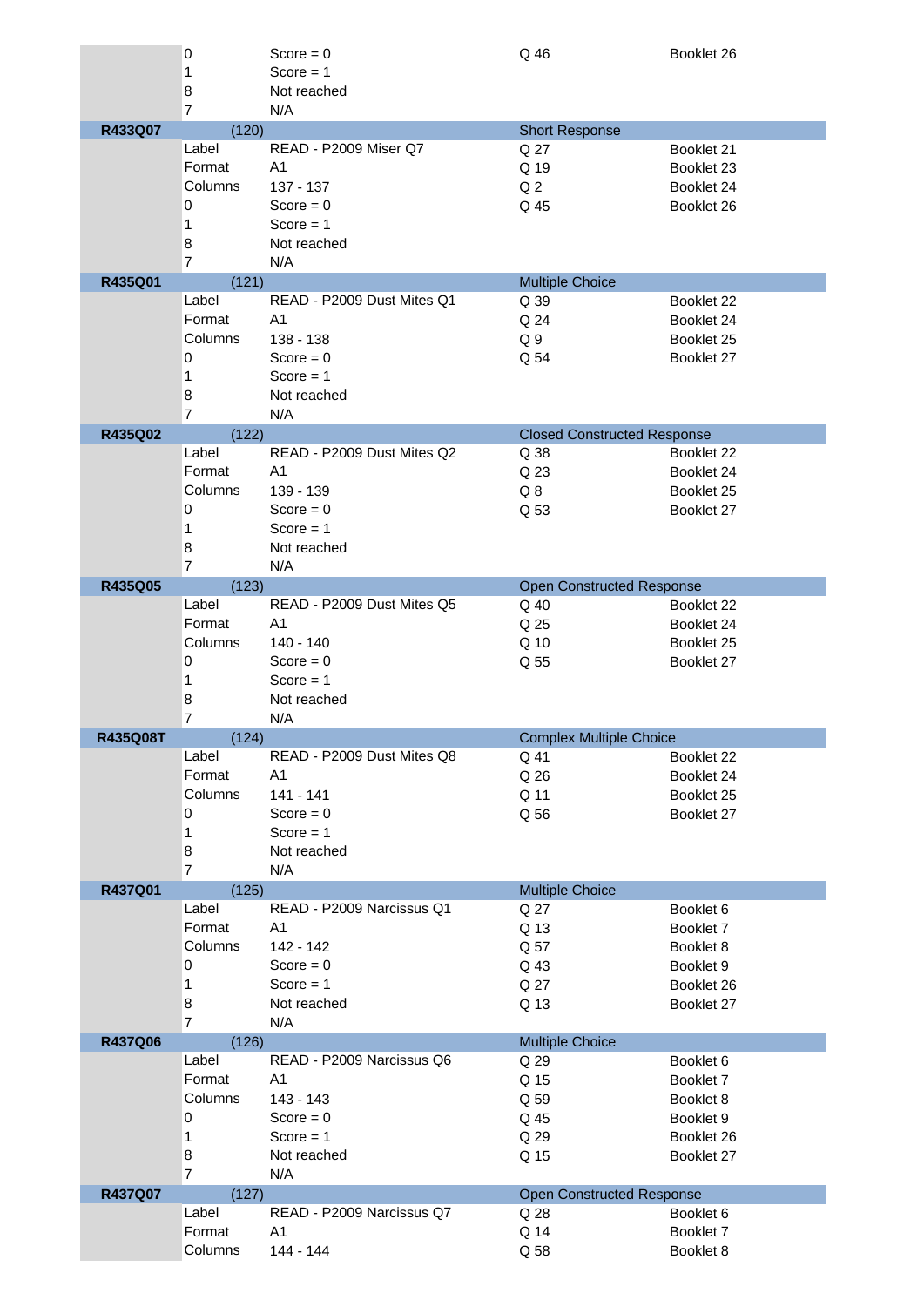| | | | | |
|---|---|---|---|---|
| | 0 | Score = 0 | Q 46 | Booklet 26 |
| | 1 | Score = 1 | | |
| | 8 | Not reached | | |
| | 7 | N/A | | |
| **R433Q07** | (120) | | Short Response | |
| | Label | READ - P2009 Miser Q7 | Q 27 | Booklet 21 |
| | Format | A1 | Q 19 | Booklet 23 |
| | Columns | 137 - 137 | Q 2 | Booklet 24 |
| | 0 | Score = 0 | Q 45 | Booklet 26 |
| | 1 | Score = 1 | | |
| | 8 | Not reached | | |
| | 7 | N/A | | |
| **R435Q01** | (121) | | Multiple Choice | |
| | Label | READ - P2009 Dust Mites Q1 | Q 39 | Booklet 22 |
| | Format | A1 | Q 24 | Booklet 24 |
| | Columns | 138 - 138 | Q 9 | Booklet 25 |
| | 0 | Score = 0 | Q 54 | Booklet 27 |
| | 1 | Score = 1 | | |
| | 8 | Not reached | | |
| | 7 | N/A | | |
| **R435Q02** | (122) | | Closed Constructed Response | |
| | Label | READ - P2009 Dust Mites Q2 | Q 38 | Booklet 22 |
| | Format | A1 | Q 23 | Booklet 24 |
| | Columns | 139 - 139 | Q 8 | Booklet 25 |
| | 0 | Score = 0 | Q 53 | Booklet 27 |
| | 1 | Score = 1 | | |
| | 8 | Not reached | | |
| | 7 | N/A | | |
| **R435Q05** | (123) | | Open Constructed Response | |
| | Label | READ - P2009 Dust Mites Q5 | Q 40 | Booklet 22 |
| | Format | A1 | Q 25 | Booklet 24 |
| | Columns | 140 - 140 | Q 10 | Booklet 25 |
| | 0 | Score = 0 | Q 55 | Booklet 27 |
| | 1 | Score = 1 | | |
| | 8 | Not reached | | |
| | 7 | N/A | | |
| **R435Q08T** | (124) | | Complex Multiple Choice | |
| | Label | READ - P2009 Dust Mites Q8 | Q 41 | Booklet 22 |
| | Format | A1 | Q 26 | Booklet 24 |
| | Columns | 141 - 141 | Q 11 | Booklet 25 |
| | 0 | Score = 0 | Q 56 | Booklet 27 |
| | 1 | Score = 1 | | |
| | 8 | Not reached | | |
| | 7 | N/A | | |
| **R437Q01** | (125) | | Multiple Choice | |
| | Label | READ - P2009 Narcissus Q1 | Q 27 | Booklet 6 |
| | Format | A1 | Q 13 | Booklet 7 |
| | Columns | 142 - 142 | Q 57 | Booklet 8 |
| | 0 | Score = 0 | Q 43 | Booklet 9 |
| | 1 | Score = 1 | Q 27 | Booklet 26 |
| | 8 | Not reached | Q 13 | Booklet 27 |
| | 7 | N/A | | |
| **R437Q06** | (126) | | Multiple Choice | |
| | Label | READ - P2009 Narcissus Q6 | Q 29 | Booklet 6 |
| | Format | A1 | Q 15 | Booklet 7 |
| | Columns | 143 - 143 | Q 59 | Booklet 8 |
| | 0 | Score = 0 | Q 45 | Booklet 9 |
| | 1 | Score = 1 | Q 29 | Booklet 26 |
| | 8 | Not reached | Q 15 | Booklet 27 |
| | 7 | N/A | | |
| **R437Q07** | (127) | | Open Constructed Response | |
| | Label | READ - P2009 Narcissus Q7 | Q 28 | Booklet 6 |
| | Format | A1 | Q 14 | Booklet 7 |
| | Columns | 144 - 144 | Q 58 | Booklet 8 |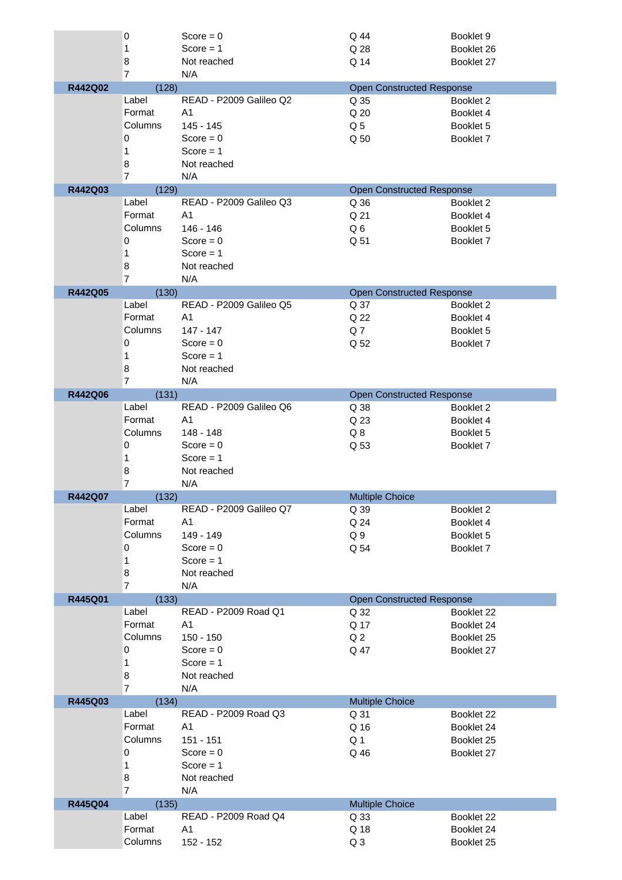| | | | | |
|---|---|---|---|---|
| | 0 | Score = 0 | Q 44 | Booklet 9 |
| | 1 | Score = 1 | Q 28 | Booklet 26 |
| | 8 | Not reached | Q 14 | Booklet 27 |
| | 7 | N/A | | |
| **R442Q02** | (128) | | Open Constructed Response | |
| | Label | READ - P2009 Galileo Q2 | Q 35 | Booklet 2 |
| | Format | A1 | Q 20 | Booklet 4 |
| | Columns | 145 - 145 | Q 5 | Booklet 5 |
| | 0 | Score = 0 | Q 50 | Booklet 7 |
| | 1 | Score = 1 | | |
| | 8 | Not reached | | |
| | 7 | N/A | | |
| **R442Q03** | (129) | | Open Constructed Response | |
| | Label | READ - P2009 Galileo Q3 | Q 36 | Booklet 2 |
| | Format | A1 | Q 21 | Booklet 4 |
| | Columns | 146 - 146 | Q 6 | Booklet 5 |
| | 0 | Score = 0 | Q 51 | Booklet 7 |
| | 1 | Score = 1 | | |
| | 8 | Not reached | | |
| | 7 | N/A | | |
| **R442Q05** | (130) | | Open Constructed Response | |
| | Label | READ - P2009 Galileo Q5 | Q 37 | Booklet 2 |
| | Format | A1 | Q 22 | Booklet 4 |
| | Columns | 147 - 147 | Q 7 | Booklet 5 |
| | 0 | Score = 0 | Q 52 | Booklet 7 |
| | 1 | Score = 1 | | |
| | 8 | Not reached | | |
| | 7 | N/A | | |
| **R442Q06** | (131) | | Open Constructed Response | |
| | Label | READ - P2009 Galileo Q6 | Q 38 | Booklet 2 |
| | Format | A1 | Q 23 | Booklet 4 |
| | Columns | 148 - 148 | Q 8 | Booklet 5 |
| | 0 | Score = 0 | Q 53 | Booklet 7 |
| | 1 | Score = 1 | | |
| | 8 | Not reached | | |
| | 7 | N/A | | |
| **R442Q07** | (132) | | Multiple Choice | |
| | Label | READ - P2009 Galileo Q7 | Q 39 | Booklet 2 |
| | Format | A1 | Q 24 | Booklet 4 |
| | Columns | 149 - 149 | Q 9 | Booklet 5 |
| | 0 | Score = 0 | Q 54 | Booklet 7 |
| | 1 | Score = 1 | | |
| | 8 | Not reached | | |
| | 7 | N/A | | |
| **R445Q01** | (133) | | Open Constructed Response | |
| | Label | READ - P2009 Road Q1 | Q 32 | Booklet 22 |
| | Format | A1 | Q 17 | Booklet 24 |
| | Columns | 150 - 150 | Q 2 | Booklet 25 |
| | 0 | Score = 0 | Q 47 | Booklet 27 |
| | 1 | Score = 1 | | |
| | 8 | Not reached | | |
| | 7 | N/A | | |
| **R445Q03** | (134) | | Multiple Choice | |
| | Label | READ - P2009 Road Q3 | Q 31 | Booklet 22 |
| | Format | A1 | Q 16 | Booklet 24 |
| | Columns | 151 - 151 | Q 1 | Booklet 25 |
| | 0 | Score = 0 | Q 46 | Booklet 27 |
| | 1 | Score = 1 | | |
| | 8 | Not reached | | |
| | 7 | N/A | | |
| **R445Q04** | (135) | | Multiple Choice | |
| | Label | READ - P2009 Road Q4 | Q 33 | Booklet 22 |
| | Format | A1 | Q 18 | Booklet 24 |
| | Columns | 152 - 152 | Q 3 | Booklet 25 |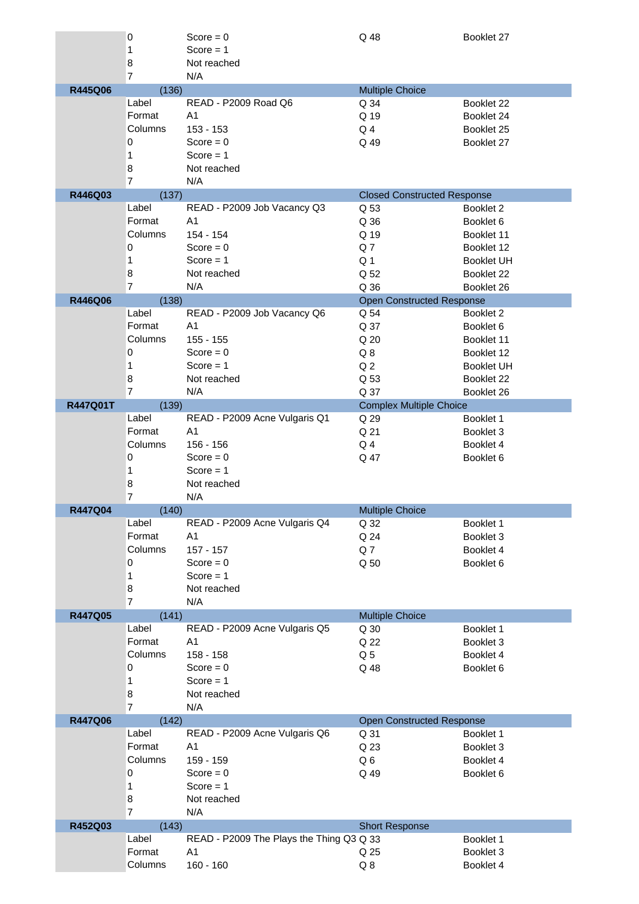| | | | | |
|---|---|---|---|---|
| | 0 | Score = 0 | Q 48 | Booklet 27 |
| | 1 | Score = 1 | | |
| | 8 | Not reached | | |
| | 7 | N/A | | |
| **R445Q06** | (136) | | Multiple Choice | |
| | Label | READ - P2009 Road Q6 | Q 34 | Booklet 22 |
| | Format | A1 | Q 19 | Booklet 24 |
| | Columns | 153 - 153 | Q 4 | Booklet 25 |
| | 0 | Score = 0 | Q 49 | Booklet 27 |
| | 1 | Score = 1 | | |
| | 8 | Not reached | | |
| | 7 | N/A | | |
| **R446Q03** | (137) | | Closed Constructed Response | |
| | Label | READ - P2009 Job Vacancy Q3 | Q 53 | Booklet 2 |
| | Format | A1 | Q 36 | Booklet 6 |
| | Columns | 154 - 154 | Q 19 | Booklet 11 |
| | 0 | Score = 0 | Q 7 | Booklet 12 |
| | 1 | Score = 1 | Q 1 | Booklet UH |
| | 8 | Not reached | Q 52 | Booklet 22 |
| | 7 | N/A | Q 36 | Booklet 26 |
| **R446Q06** | (138) | | Open Constructed Response | |
| | Label | READ - P2009 Job Vacancy Q6 | Q 54 | Booklet 2 |
| | Format | A1 | Q 37 | Booklet 6 |
| | Columns | 155 - 155 | Q 20 | Booklet 11 |
| | 0 | Score = 0 | Q 8 | Booklet 12 |
| | 1 | Score = 1 | Q 2 | Booklet UH |
| | 8 | Not reached | Q 53 | Booklet 22 |
| | 7 | N/A | Q 37 | Booklet 26 |
| **R447Q01T** | (139) | | Complex Multiple Choice | |
| | Label | READ - P2009 Acne Vulgaris Q1 | Q 29 | Booklet 1 |
| | Format | A1 | Q 21 | Booklet 3 |
| | Columns | 156 - 156 | Q 4 | Booklet 4 |
| | 0 | Score = 0 | Q 47 | Booklet 6 |
| | 1 | Score = 1 | | |
| | 8 | Not reached | | |
| | 7 | N/A | | |
| **R447Q04** | (140) | | Multiple Choice | |
| | Label | READ - P2009 Acne Vulgaris Q4 | Q 32 | Booklet 1 |
| | Format | A1 | Q 24 | Booklet 3 |
| | Columns | 157 - 157 | Q 7 | Booklet 4 |
| | 0 | Score = 0 | Q 50 | Booklet 6 |
| | 1 | Score = 1 | | |
| | 8 | Not reached | | |
| | 7 | N/A | | |
| **R447Q05** | (141) | | Multiple Choice | |
| | Label | READ - P2009 Acne Vulgaris Q5 | Q 30 | Booklet 1 |
| | Format | A1 | Q 22 | Booklet 3 |
| | Columns | 158 - 158 | Q 5 | Booklet 4 |
| | 0 | Score = 0 | Q 48 | Booklet 6 |
| | 1 | Score = 1 | | |
| | 8 | Not reached | | |
| | 7 | N/A | | |
| **R447Q06** | (142) | | Open Constructed Response | |
| | Label | READ - P2009 Acne Vulgaris Q6 | Q 31 | Booklet 1 |
| | Format | A1 | Q 23 | Booklet 3 |
| | Columns | 159 - 159 | Q 6 | Booklet 4 |
| | 0 | Score = 0 | Q 49 | Booklet 6 |
| | 1 | Score = 1 | | |
| | 8 | Not reached | | |
| | 7 | N/A | | |
| **R452Q03** | (143) | | Short Response | |
| | Label | READ - P2009 The Plays the Thing Q3 | Q 33 | Booklet 1 |
| | Format | A1 | Q 25 | Booklet 3 |
| | Columns | 160 - 160 | Q 8 | Booklet 4 |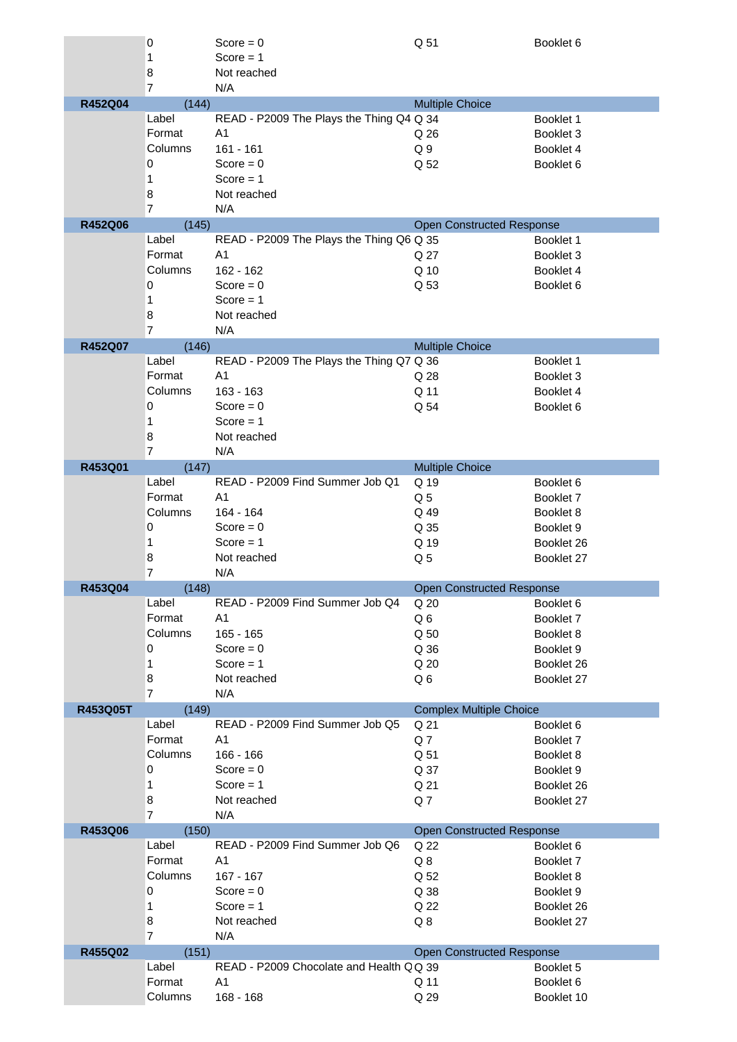| Variable | Position | Field | Value / Type | Question | Booklet |
|---|---|---|---|---|---|
| | | 0 | Score = 0 | Q 51 | Booklet 6 |
| | | 1 | Score = 1 | | |
| | | 8 | Not reached | | |
| | | 7 | N/A | | |
| **R452Q04** | (144) | | | Multiple Choice | |
| | | Label | READ - P2009 The Plays the Thing Q4 | Q 34 | Booklet 1 |
| | | Format | A1 | Q 26 | Booklet 3 |
| | | Columns | 161 - 161 | Q 9 | Booklet 4 |
| | | 0 | Score = 0 | Q 52 | Booklet 6 |
| | | 1 | Score = 1 | | |
| | | 8 | Not reached | | |
| | | 7 | N/A | | |
| **R452Q06** | (145) | | | Open Constructed Response | |
| | | Label | READ - P2009 The Plays the Thing Q6 | Q 35 | Booklet 1 |
| | | Format | A1 | Q 27 | Booklet 3 |
| | | Columns | 162 - 162 | Q 10 | Booklet 4 |
| | | 0 | Score = 0 | Q 53 | Booklet 6 |
| | | 1 | Score = 1 | | |
| | | 8 | Not reached | | |
| | | 7 | N/A | | |
| **R452Q07** | (146) | | | Multiple Choice | |
| | | Label | READ - P2009 The Plays the Thing Q7 | Q 36 | Booklet 1 |
| | | Format | A1 | Q 28 | Booklet 3 |
| | | Columns | 163 - 163 | Q 11 | Booklet 4 |
| | | 0 | Score = 0 | Q 54 | Booklet 6 |
| | | 1 | Score = 1 | | |
| | | 8 | Not reached | | |
| | | 7 | N/A | | |
| **R453Q01** | (147) | | | Multiple Choice | |
| | | Label | READ - P2009 Find Summer Job Q1 | Q 19 | Booklet 6 |
| | | Format | A1 | Q 5 | Booklet 7 |
| | | Columns | 164 - 164 | Q 49 | Booklet 8 |
| | | 0 | Score = 0 | Q 35 | Booklet 9 |
| | | 1 | Score = 1 | Q 19 | Booklet 26 |
| | | 8 | Not reached | Q 5 | Booklet 27 |
| | | 7 | N/A | | |
| **R453Q04** | (148) | | | Open Constructed Response | |
| | | Label | READ - P2009 Find Summer Job Q4 | Q 20 | Booklet 6 |
| | | Format | A1 | Q 6 | Booklet 7 |
| | | Columns | 165 - 165 | Q 50 | Booklet 8 |
| | | 0 | Score = 0 | Q 36 | Booklet 9 |
| | | 1 | Score = 1 | Q 20 | Booklet 26 |
| | | 8 | Not reached | Q 6 | Booklet 27 |
| | | 7 | N/A | | |
| **R453Q05T** | (149) | | | Complex Multiple Choice | |
| | | Label | READ - P2009 Find Summer Job Q5 | Q 21 | Booklet 6 |
| | | Format | A1 | Q 7 | Booklet 7 |
| | | Columns | 166 - 166 | Q 51 | Booklet 8 |
| | | 0 | Score = 0 | Q 37 | Booklet 9 |
| | | 1 | Score = 1 | Q 21 | Booklet 26 |
| | | 8 | Not reached | Q 7 | Booklet 27 |
| | | 7 | N/A | | |
| **R453Q06** | (150) | | | Open Constructed Response | |
| | | Label | READ - P2009 Find Summer Job Q6 | Q 22 | Booklet 6 |
| | | Format | A1 | Q 8 | Booklet 7 |
| | | Columns | 167 - 167 | Q 52 | Booklet 8 |
| | | 0 | Score = 0 | Q 38 | Booklet 9 |
| | | 1 | Score = 1 | Q 22 | Booklet 26 |
| | | 8 | Not reached | Q 8 | Booklet 27 |
| | | 7 | N/A | | |
| **R455Q02** | (151) | | | Open Constructed Response | |
| | | Label | READ - P2009 Chocolate and Health Q | Q 39 | Booklet 5 |
| | | Format | A1 | Q 11 | Booklet 6 |
| | | Columns | 168 - 168 | Q 29 | Booklet 10 |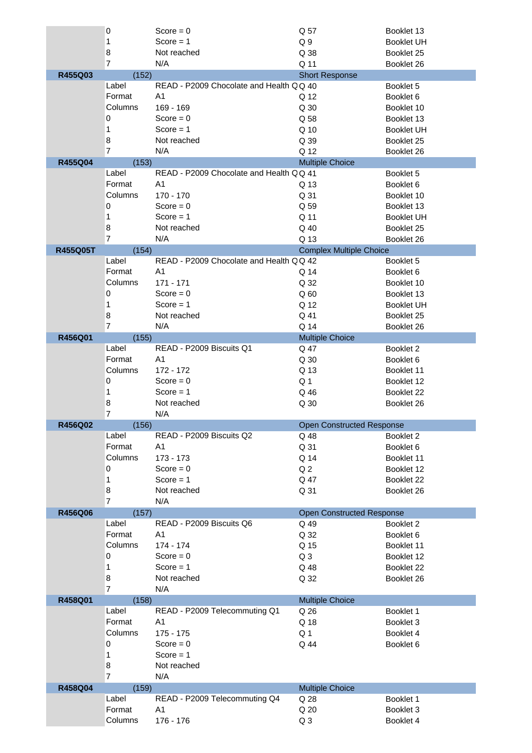| | | | | |
|---|---|---|---|---|
| | 0 | Score = 0 | Q 57 | Booklet 13 |
| | 1 | Score = 1 | Q 9 | Booklet UH |
| | 8 | Not reached | Q 38 | Booklet 25 |
| | 7 | N/A | Q 11 | Booklet 26 |
| **R455Q03** | (152) | | Short Response | |
| | Label | READ - P2009 Chocolate and Health Q | Q 40 | Booklet 5 |
| | Format | A1 | Q 12 | Booklet 6 |
| | Columns | 169 - 169 | Q 30 | Booklet 10 |
| | 0 | Score = 0 | Q 58 | Booklet 13 |
| | 1 | Score = 1 | Q 10 | Booklet UH |
| | 8 | Not reached | Q 39 | Booklet 25 |
| | 7 | N/A | Q 12 | Booklet 26 |
| **R455Q04** | (153) | | Multiple Choice | |
| | Label | READ - P2009 Chocolate and Health Q | Q 41 | Booklet 5 |
| | Format | A1 | Q 13 | Booklet 6 |
| | Columns | 170 - 170 | Q 31 | Booklet 10 |
| | 0 | Score = 0 | Q 59 | Booklet 13 |
| | 1 | Score = 1 | Q 11 | Booklet UH |
| | 8 | Not reached | Q 40 | Booklet 25 |
| | 7 | N/A | Q 13 | Booklet 26 |
| **R455Q05T** | (154) | | Complex Multiple Choice | |
| | Label | READ - P2009 Chocolate and Health Q | Q 42 | Booklet 5 |
| | Format | A1 | Q 14 | Booklet 6 |
| | Columns | 171 - 171 | Q 32 | Booklet 10 |
| | 0 | Score = 0 | Q 60 | Booklet 13 |
| | 1 | Score = 1 | Q 12 | Booklet UH |
| | 8 | Not reached | Q 41 | Booklet 25 |
| | 7 | N/A | Q 14 | Booklet 26 |
| **R456Q01** | (155) | | Multiple Choice | |
| | Label | READ - P2009 Biscuits Q1 | Q 47 | Booklet 2 |
| | Format | A1 | Q 30 | Booklet 6 |
| | Columns | 172 - 172 | Q 13 | Booklet 11 |
| | 0 | Score = 0 | Q 1 | Booklet 12 |
| | 1 | Score = 1 | Q 46 | Booklet 22 |
| | 8 | Not reached | Q 30 | Booklet 26 |
| | 7 | N/A | | |
| **R456Q02** | (156) | | Open Constructed Response | |
| | Label | READ - P2009 Biscuits Q2 | Q 48 | Booklet 2 |
| | Format | A1 | Q 31 | Booklet 6 |
| | Columns | 173 - 173 | Q 14 | Booklet 11 |
| | 0 | Score = 0 | Q 2 | Booklet 12 |
| | 1 | Score = 1 | Q 47 | Booklet 22 |
| | 8 | Not reached | Q 31 | Booklet 26 |
| | 7 | N/A | | |
| **R456Q06** | (157) | | Open Constructed Response | |
| | Label | READ - P2009 Biscuits Q6 | Q 49 | Booklet 2 |
| | Format | A1 | Q 32 | Booklet 6 |
| | Columns | 174 - 174 | Q 15 | Booklet 11 |
| | 0 | Score = 0 | Q 3 | Booklet 12 |
| | 1 | Score = 1 | Q 48 | Booklet 22 |
| | 8 | Not reached | Q 32 | Booklet 26 |
| | 7 | N/A | | |
| **R458Q01** | (158) | | Multiple Choice | |
| | Label | READ - P2009 Telecommuting Q1 | Q 26 | Booklet 1 |
| | Format | A1 | Q 18 | Booklet 3 |
| | Columns | 175 - 175 | Q 1 | Booklet 4 |
| | 0 | Score = 0 | Q 44 | Booklet 6 |
| | 1 | Score = 1 | | |
| | 8 | Not reached | | |
| | 7 | N/A | | |
| **R458Q04** | (159) | | Multiple Choice | |
| | Label | READ - P2009 Telecommuting Q4 | Q 28 | Booklet 1 |
| | Format | A1 | Q 20 | Booklet 3 |
| | Columns | 176 - 176 | Q 3 | Booklet 4 |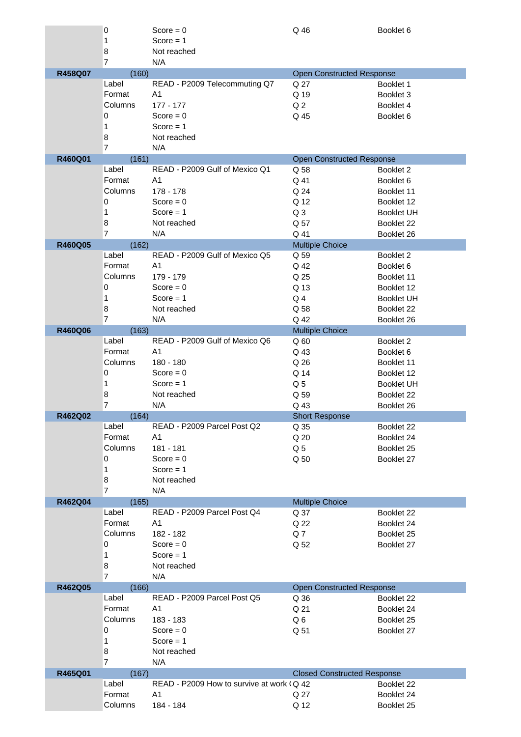| Variable | | | | |
|---|---|---|---|---|
| | 0 | Score = 0 | Q 46 | Booklet 6 |
| | 1 | Score = 1 | | |
| | 8 | Not reached | | |
| | 7 | N/A | | |
| **R458Q07** | (160) | | Open Constructed Response | |
| | Label | READ - P2009 Telecommuting Q7 | Q 27 | Booklet 1 |
| | Format | A1 | Q 19 | Booklet 3 |
| | Columns | 177 - 177 | Q 2 | Booklet 4 |
| | 0 | Score = 0 | Q 45 | Booklet 6 |
| | 1 | Score = 1 | | |
| | 8 | Not reached | | |
| | 7 | N/A | | |
| **R460Q01** | (161) | | Open Constructed Response | |
| | Label | READ - P2009 Gulf of Mexico Q1 | Q 58 | Booklet 2 |
| | Format | A1 | Q 41 | Booklet 6 |
| | Columns | 178 - 178 | Q 24 | Booklet 11 |
| | 0 | Score = 0 | Q 12 | Booklet 12 |
| | 1 | Score = 1 | Q 3 | Booklet UH |
| | 8 | Not reached | Q 57 | Booklet 22 |
| | 7 | N/A | Q 41 | Booklet 26 |
| **R460Q05** | (162) | | Multiple Choice | |
| | Label | READ - P2009 Gulf of Mexico Q5 | Q 59 | Booklet 2 |
| | Format | A1 | Q 42 | Booklet 6 |
| | Columns | 179 - 179 | Q 25 | Booklet 11 |
| | 0 | Score = 0 | Q 13 | Booklet 12 |
| | 1 | Score = 1 | Q 4 | Booklet UH |
| | 8 | Not reached | Q 58 | Booklet 22 |
| | 7 | N/A | Q 42 | Booklet 26 |
| **R460Q06** | (163) | | Multiple Choice | |
| | Label | READ - P2009 Gulf of Mexico Q6 | Q 60 | Booklet 2 |
| | Format | A1 | Q 43 | Booklet 6 |
| | Columns | 180 - 180 | Q 26 | Booklet 11 |
| | 0 | Score = 0 | Q 14 | Booklet 12 |
| | 1 | Score = 1 | Q 5 | Booklet UH |
| | 8 | Not reached | Q 59 | Booklet 22 |
| | 7 | N/A | Q 43 | Booklet 26 |
| **R462Q02** | (164) | | Short Response | |
| | Label | READ - P2009 Parcel Post Q2 | Q 35 | Booklet 22 |
| | Format | A1 | Q 20 | Booklet 24 |
| | Columns | 181 - 181 | Q 5 | Booklet 25 |
| | 0 | Score = 0 | Q 50 | Booklet 27 |
| | 1 | Score = 1 | | |
| | 8 | Not reached | | |
| | 7 | N/A | | |
| **R462Q04** | (165) | | Multiple Choice | |
| | Label | READ - P2009 Parcel Post Q4 | Q 37 | Booklet 22 |
| | Format | A1 | Q 22 | Booklet 24 |
| | Columns | 182 - 182 | Q 7 | Booklet 25 |
| | 0 | Score = 0 | Q 52 | Booklet 27 |
| | 1 | Score = 1 | | |
| | 8 | Not reached | | |
| | 7 | N/A | | |
| **R462Q05** | (166) | | Open Constructed Response | |
| | Label | READ - P2009 Parcel Post Q5 | Q 36 | Booklet 22 |
| | Format | A1 | Q 21 | Booklet 24 |
| | Columns | 183 - 183 | Q 6 | Booklet 25 |
| | 0 | Score = 0 | Q 51 | Booklet 27 |
| | 1 | Score = 1 | | |
| | 8 | Not reached | | |
| | 7 | N/A | | |
| **R465Q01** | (167) | | Closed Constructed Response | |
| | Label | READ - P2009 How to survive at work ( | Q 42 | Booklet 22 |
| | Format | A1 | Q 27 | Booklet 24 |
| | Columns | 184 - 184 | Q 12 | Booklet 25 |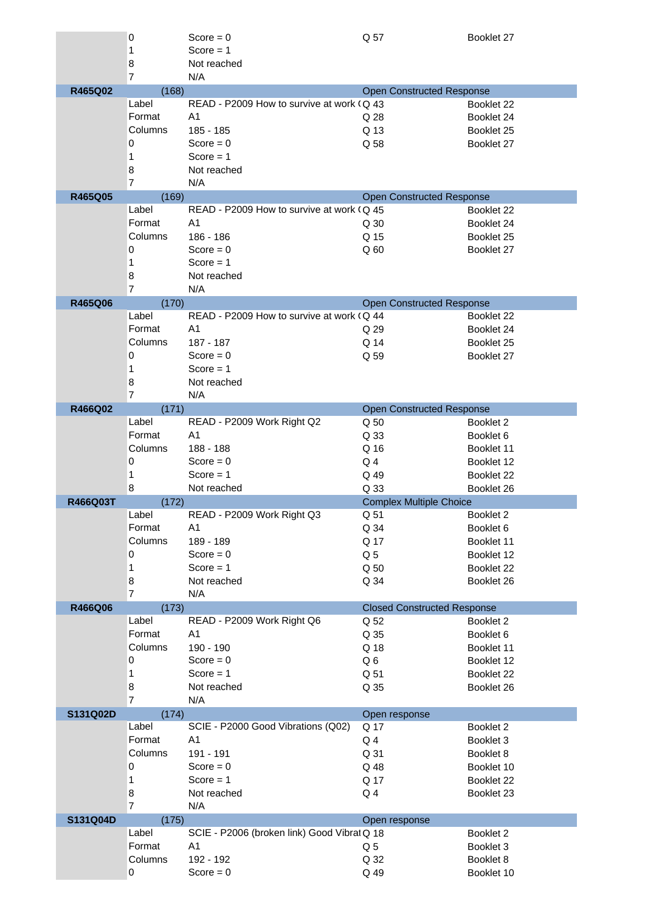| | | | | |
|---|---|---|---|---|
| | 0 | Score = 0 | Q 57 | Booklet 27 |
| | 1 | Score = 1 | | |
| | 8 | Not reached | | |
| | 7 | N/A | | |
| **R465Q02** | (168) | | Open Constructed Response | |
| | Label | READ - P2009 How to survive at work ( | Q 43 | Booklet 22 |
| | Format | A1 | Q 28 | Booklet 24 |
| | Columns | 185 - 185 | Q 13 | Booklet 25 |
| | 0 | Score = 0 | Q 58 | Booklet 27 |
| | 1 | Score = 1 | | |
| | 8 | Not reached | | |
| | 7 | N/A | | |
| **R465Q05** | (169) | | Open Constructed Response | |
| | Label | READ - P2009 How to survive at work ( | Q 45 | Booklet 22 |
| | Format | A1 | Q 30 | Booklet 24 |
| | Columns | 186 - 186 | Q 15 | Booklet 25 |
| | 0 | Score = 0 | Q 60 | Booklet 27 |
| | 1 | Score = 1 | | |
| | 8 | Not reached | | |
| | 7 | N/A | | |
| **R465Q06** | (170) | | Open Constructed Response | |
| | Label | READ - P2009 How to survive at work ( | Q 44 | Booklet 22 |
| | Format | A1 | Q 29 | Booklet 24 |
| | Columns | 187 - 187 | Q 14 | Booklet 25 |
| | 0 | Score = 0 | Q 59 | Booklet 27 |
| | 1 | Score = 1 | | |
| | 8 | Not reached | | |
| | 7 | N/A | | |
| **R466Q02** | (171) | | Open Constructed Response | |
| | Label | READ - P2009 Work Right Q2 | Q 50 | Booklet 2 |
| | Format | A1 | Q 33 | Booklet 6 |
| | Columns | 188 - 188 | Q 16 | Booklet 11 |
| | 0 | Score = 0 | Q 4 | Booklet 12 |
| | 1 | Score = 1 | Q 49 | Booklet 22 |
| | 8 | Not reached | Q 33 | Booklet 26 |
| **R466Q03T** | (172) | | Complex Multiple Choice | |
| | Label | READ - P2009 Work Right Q3 | Q 51 | Booklet 2 |
| | Format | A1 | Q 34 | Booklet 6 |
| | Columns | 189 - 189 | Q 17 | Booklet 11 |
| | 0 | Score = 0 | Q 5 | Booklet 12 |
| | 1 | Score = 1 | Q 50 | Booklet 22 |
| | 8 | Not reached | Q 34 | Booklet 26 |
| | 7 | N/A | | |
| **R466Q06** | (173) | | Closed Constructed Response | |
| | Label | READ - P2009 Work Right Q6 | Q 52 | Booklet 2 |
| | Format | A1 | Q 35 | Booklet 6 |
| | Columns | 190 - 190 | Q 18 | Booklet 11 |
| | 0 | Score = 0 | Q 6 | Booklet 12 |
| | 1 | Score = 1 | Q 51 | Booklet 22 |
| | 8 | Not reached | Q 35 | Booklet 26 |
| | 7 | N/A | | |
| **S131Q02D** | (174) | | Open response | |
| | Label | SCIE - P2000 Good Vibrations (Q02) | Q 17 | Booklet 2 |
| | Format | A1 | Q 4 | Booklet 3 |
| | Columns | 191 - 191 | Q 31 | Booklet 8 |
| | 0 | Score = 0 | Q 48 | Booklet 10 |
| | 1 | Score = 1 | Q 17 | Booklet 22 |
| | 8 | Not reached | Q 4 | Booklet 23 |
| | 7 | N/A | | |
| **S131Q04D** | (175) | | Open response | |
| | Label | SCIE - P2006 (broken link) Good Vibrat | Q 18 | Booklet 2 |
| | Format | A1 | Q 5 | Booklet 3 |
| | Columns | 192 - 192 | Q 32 | Booklet 8 |
| | 0 | Score = 0 | Q 49 | Booklet 10 |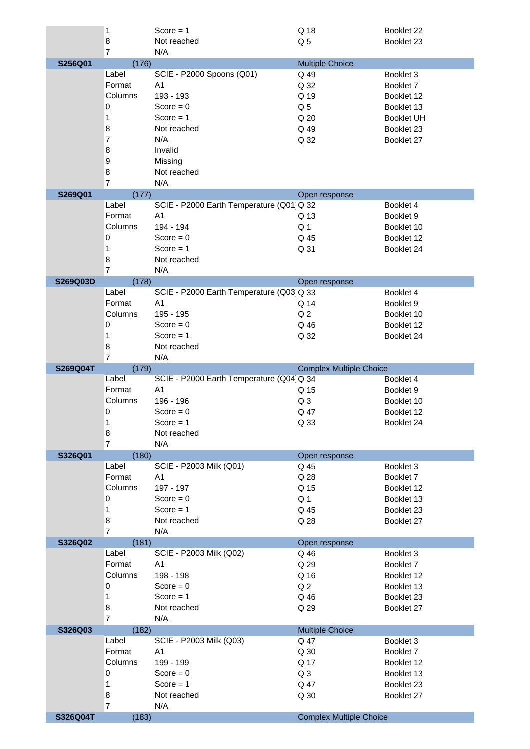| | | | | |
|---|---|---|---|---|
| | 1 | Score = 1 | Q 18 | Booklet 22 |
| | 8 | Not reached | Q 5 | Booklet 23 |
| | 7 | N/A | | |
| **S256Q01** | (176) | | Multiple Choice | |
| | Label | SCIE - P2000 Spoons (Q01) | Q 49 | Booklet 3 |
| | Format | A1 | Q 32 | Booklet 7 |
| | Columns | 193 - 193 | Q 19 | Booklet 12 |
| | 0 | Score = 0 | Q 5 | Booklet 13 |
| | 1 | Score = 1 | Q 20 | Booklet UH |
| | 8 | Not reached | Q 49 | Booklet 23 |
| | 7 | N/A | Q 32 | Booklet 27 |
| | 8 | Invalid | | |
| | 9 | Missing | | |
| | 8 | Not reached | | |
| | 7 | N/A | | |
| **S269Q01** | (177) | | Open response | |
| | Label | SCIE - P2000 Earth Temperature (Q01) | Q 32 | Booklet 4 |
| | Format | A1 | Q 13 | Booklet 9 |
| | Columns | 194 - 194 | Q 1 | Booklet 10 |
| | 0 | Score = 0 | Q 45 | Booklet 12 |
| | 1 | Score = 1 | Q 31 | Booklet 24 |
| | 8 | Not reached | | |
| | 7 | N/A | | |
| **S269Q03D** | (178) | | Open response | |
| | Label | SCIE - P2000 Earth Temperature (Q03) | Q 33 | Booklet 4 |
| | Format | A1 | Q 14 | Booklet 9 |
| | Columns | 195 - 195 | Q 2 | Booklet 10 |
| | 0 | Score = 0 | Q 46 | Booklet 12 |
| | 1 | Score = 1 | Q 32 | Booklet 24 |
| | 8 | Not reached | | |
| | 7 | N/A | | |
| **S269Q04T** | (179) | | Complex Multiple Choice | |
| | Label | SCIE - P2000 Earth Temperature (Q04) | Q 34 | Booklet 4 |
| | Format | A1 | Q 15 | Booklet 9 |
| | Columns | 196 - 196 | Q 3 | Booklet 10 |
| | 0 | Score = 0 | Q 47 | Booklet 12 |
| | 1 | Score = 1 | Q 33 | Booklet 24 |
| | 8 | Not reached | | |
| | 7 | N/A | | |
| **S326Q01** | (180) | | Open response | |
| | Label | SCIE - P2003 Milk (Q01) | Q 45 | Booklet 3 |
| | Format | A1 | Q 28 | Booklet 7 |
| | Columns | 197 - 197 | Q 15 | Booklet 12 |
| | 0 | Score = 0 | Q 1 | Booklet 13 |
| | 1 | Score = 1 | Q 45 | Booklet 23 |
| | 8 | Not reached | Q 28 | Booklet 27 |
| | 7 | N/A | | |
| **S326Q02** | (181) | | Open response | |
| | Label | SCIE - P2003 Milk (Q02) | Q 46 | Booklet 3 |
| | Format | A1 | Q 29 | Booklet 7 |
| | Columns | 198 - 198 | Q 16 | Booklet 12 |
| | 0 | Score = 0 | Q 2 | Booklet 13 |
| | 1 | Score = 1 | Q 46 | Booklet 23 |
| | 8 | Not reached | Q 29 | Booklet 27 |
| | 7 | N/A | | |
| **S326Q03** | (182) | | Multiple Choice | |
| | Label | SCIE - P2003 Milk (Q03) | Q 47 | Booklet 3 |
| | Format | A1 | Q 30 | Booklet 7 |
| | Columns | 199 - 199 | Q 17 | Booklet 12 |
| | 0 | Score = 0 | Q 3 | Booklet 13 |
| | 1 | Score = 1 | Q 47 | Booklet 23 |
| | 8 | Not reached | Q 30 | Booklet 27 |
| | 7 | N/A | | |
| **S326Q04T** | (183) | | Complex Multiple Choice | |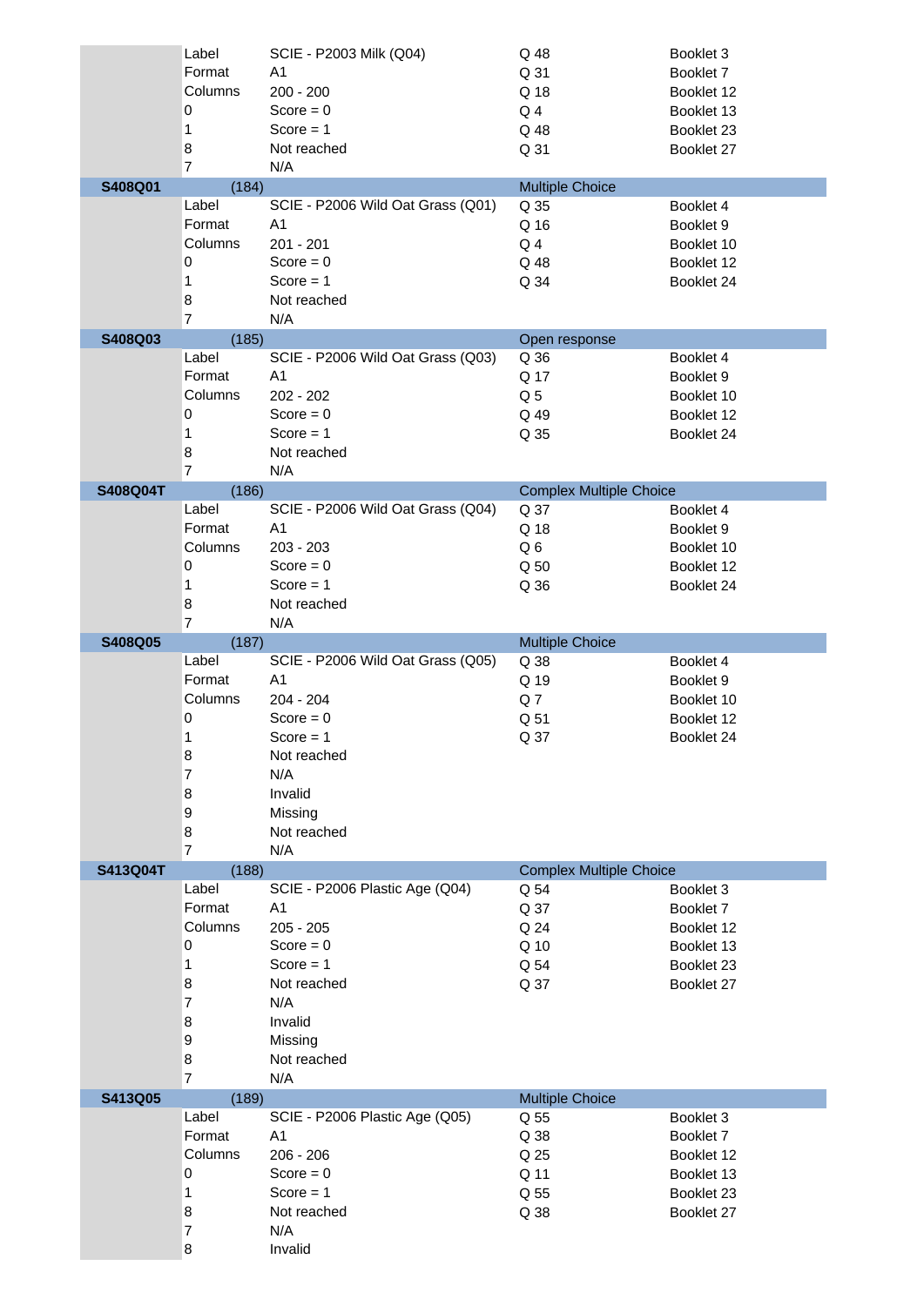| | | | | |
|---|---|---|---|---|
| | Label | SCIE - P2003 Milk (Q04) | Q 48 | Booklet 3 |
| | Format | A1 | Q 31 | Booklet 7 |
| | Columns | 200 - 200 | Q 18 | Booklet 12 |
| | 0 | Score = 0 | Q 4 | Booklet 13 |
| | 1 | Score = 1 | Q 48 | Booklet 23 |
| | 8 | Not reached | Q 31 | Booklet 27 |
| | 7 | N/A | | |
| **S408Q01** | (184) | | Multiple Choice | |
| | Label | SCIE - P2006 Wild Oat Grass (Q01) | Q 35 | Booklet 4 |
| | Format | A1 | Q 16 | Booklet 9 |
| | Columns | 201 - 201 | Q 4 | Booklet 10 |
| | 0 | Score = 0 | Q 48 | Booklet 12 |
| | 1 | Score = 1 | Q 34 | Booklet 24 |
| | 8 | Not reached | | |
| | 7 | N/A | | |
| **S408Q03** | (185) | | Open response | |
| | Label | SCIE - P2006 Wild Oat Grass (Q03) | Q 36 | Booklet 4 |
| | Format | A1 | Q 17 | Booklet 9 |
| | Columns | 202 - 202 | Q 5 | Booklet 10 |
| | 0 | Score = 0 | Q 49 | Booklet 12 |
| | 1 | Score = 1 | Q 35 | Booklet 24 |
| | 8 | Not reached | | |
| | 7 | N/A | | |
| **S408Q04T** | (186) | | Complex Multiple Choice | |
| | Label | SCIE - P2006 Wild Oat Grass (Q04) | Q 37 | Booklet 4 |
| | Format | A1 | Q 18 | Booklet 9 |
| | Columns | 203 - 203 | Q 6 | Booklet 10 |
| | 0 | Score = 0 | Q 50 | Booklet 12 |
| | 1 | Score = 1 | Q 36 | Booklet 24 |
| | 8 | Not reached | | |
| | 7 | N/A | | |
| **S408Q05** | (187) | | Multiple Choice | |
| | Label | SCIE - P2006 Wild Oat Grass (Q05) | Q 38 | Booklet 4 |
| | Format | A1 | Q 19 | Booklet 9 |
| | Columns | 204 - 204 | Q 7 | Booklet 10 |
| | 0 | Score = 0 | Q 51 | Booklet 12 |
| | 1 | Score = 1 | Q 37 | Booklet 24 |
| | 8 | Not reached | | |
| | 7 | N/A | | |
| | 8 | Invalid | | |
| | 9 | Missing | | |
| | 8 | Not reached | | |
| | 7 | N/A | | |
| **S413Q04T** | (188) | | Complex Multiple Choice | |
| | Label | SCIE - P2006 Plastic Age (Q04) | Q 54 | Booklet 3 |
| | Format | A1 | Q 37 | Booklet 7 |
| | Columns | 205 - 205 | Q 24 | Booklet 12 |
| | 0 | Score = 0 | Q 10 | Booklet 13 |
| | 1 | Score = 1 | Q 54 | Booklet 23 |
| | 8 | Not reached | Q 37 | Booklet 27 |
| | 7 | N/A | | |
| | 8 | Invalid | | |
| | 9 | Missing | | |
| | 8 | Not reached | | |
| | 7 | N/A | | |
| **S413Q05** | (189) | | Multiple Choice | |
| | Label | SCIE - P2006 Plastic Age (Q05) | Q 55 | Booklet 3 |
| | Format | A1 | Q 38 | Booklet 7 |
| | Columns | 206 - 206 | Q 25 | Booklet 12 |
| | 0 | Score = 0 | Q 11 | Booklet 13 |
| | 1 | Score = 1 | Q 55 | Booklet 23 |
| | 8 | Not reached | Q 38 | Booklet 27 |
| | 7 | N/A | | |
| | 8 | Invalid | | |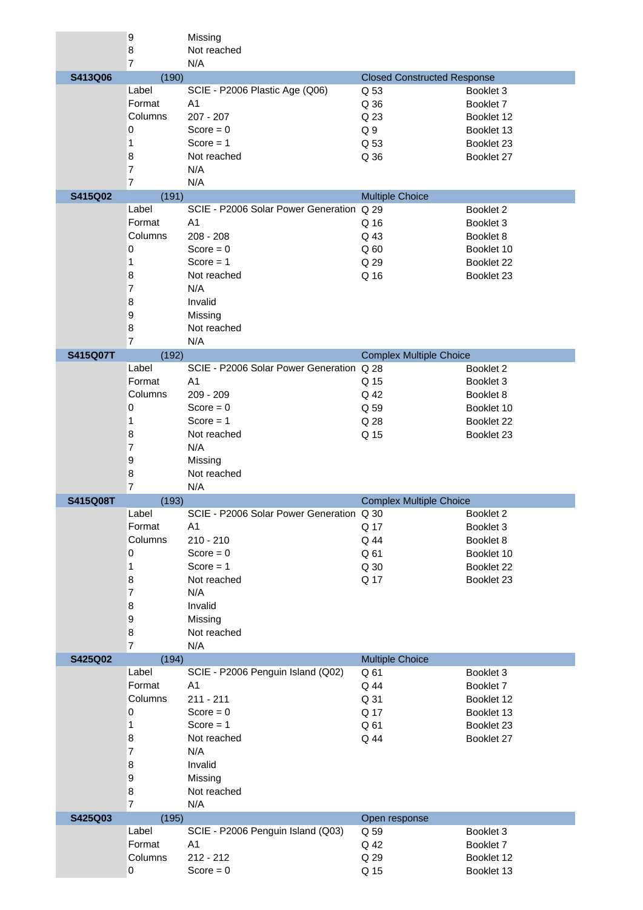| | | | | |
|---|---|---|---|---|
| | 9 | Missing | | |
| | 8 | Not reached | | |
| | 7 | N/A | | |
| **S413Q06** | (190) | | Closed Constructed Response | |
| | Label | SCIE - P2006 Plastic Age (Q06) | Q 53 | Booklet 3 |
| | Format | A1 | Q 36 | Booklet 7 |
| | Columns | 207 - 207 | Q 23 | Booklet 12 |
| | 0 | Score = 0 | Q 9 | Booklet 13 |
| | 1 | Score = 1 | Q 53 | Booklet 23 |
| | 8 | Not reached | Q 36 | Booklet 27 |
| | 7 | N/A | | |
| | 7 | N/A | | |
| **S415Q02** | (191) | | Multiple Choice | |
| | Label | SCIE - P2006 Solar Power Generation | Q 29 | Booklet 2 |
| | Format | A1 | Q 16 | Booklet 3 |
| | Columns | 208 - 208 | Q 43 | Booklet 8 |
| | 0 | Score = 0 | Q 60 | Booklet 10 |
| | 1 | Score = 1 | Q 29 | Booklet 22 |
| | 8 | Not reached | Q 16 | Booklet 23 |
| | 7 | N/A | | |
| | 8 | Invalid | | |
| | 9 | Missing | | |
| | 8 | Not reached | | |
| | 7 | N/A | | |
| **S415Q07T** | (192) | | Complex Multiple Choice | |
| | Label | SCIE - P2006 Solar Power Generation | Q 28 | Booklet 2 |
| | Format | A1 | Q 15 | Booklet 3 |
| | Columns | 209 - 209 | Q 42 | Booklet 8 |
| | 0 | Score = 0 | Q 59 | Booklet 10 |
| | 1 | Score = 1 | Q 28 | Booklet 22 |
| | 8 | Not reached | Q 15 | Booklet 23 |
| | 7 | N/A | | |
| | 9 | Missing | | |
| | 8 | Not reached | | |
| | 7 | N/A | | |
| **S415Q08T** | (193) | | Complex Multiple Choice | |
| | Label | SCIE - P2006 Solar Power Generation | Q 30 | Booklet 2 |
| | Format | A1 | Q 17 | Booklet 3 |
| | Columns | 210 - 210 | Q 44 | Booklet 8 |
| | 0 | Score = 0 | Q 61 | Booklet 10 |
| | 1 | Score = 1 | Q 30 | Booklet 22 |
| | 8 | Not reached | Q 17 | Booklet 23 |
| | 7 | N/A | | |
| | 8 | Invalid | | |
| | 9 | Missing | | |
| | 8 | Not reached | | |
| | 7 | N/A | | |
| **S425Q02** | (194) | | Multiple Choice | |
| | Label | SCIE - P2006 Penguin Island (Q02) | Q 61 | Booklet 3 |
| | Format | A1 | Q 44 | Booklet 7 |
| | Columns | 211 - 211 | Q 31 | Booklet 12 |
| | 0 | Score = 0 | Q 17 | Booklet 13 |
| | 1 | Score = 1 | Q 61 | Booklet 23 |
| | 8 | Not reached | Q 44 | Booklet 27 |
| | 7 | N/A | | |
| | 8 | Invalid | | |
| | 9 | Missing | | |
| | 8 | Not reached | | |
| | 7 | N/A | | |
| **S425Q03** | (195) | | Open response | |
| | Label | SCIE - P2006 Penguin Island (Q03) | Q 59 | Booklet 3 |
| | Format | A1 | Q 42 | Booklet 7 |
| | Columns | 212 - 212 | Q 29 | Booklet 12 |
| | 0 | Score = 0 | Q 15 | Booklet 13 |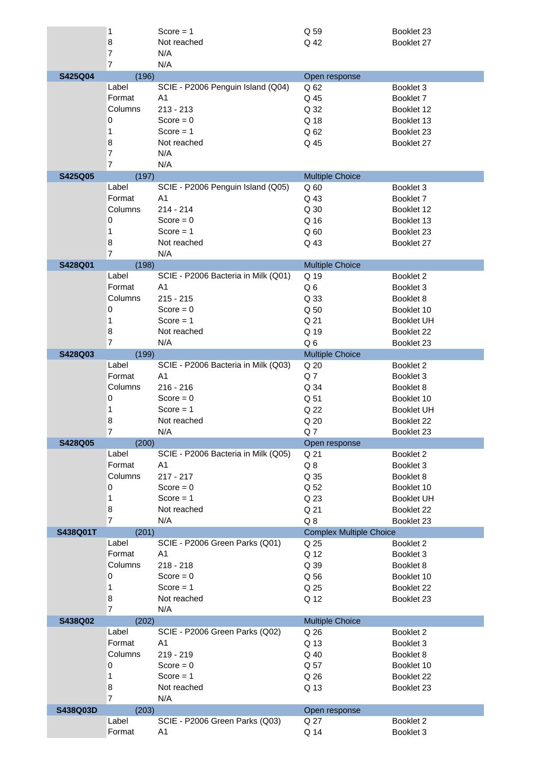| | | | | |
|---|---|---|---|---|
| | 1 | Score = 1 | Q 59 | Booklet 23 |
| | 8 | Not reached | Q 42 | Booklet 27 |
| | 7 | N/A | | |
| | 7 | N/A | | |
| **S425Q04** | (196) | | Open response | |
| | Label | SCIE - P2006 Penguin Island (Q04) | Q 62 | Booklet 3 |
| | Format | A1 | Q 45 | Booklet 7 |
| | Columns | 213 - 213 | Q 32 | Booklet 12 |
| | 0 | Score = 0 | Q 18 | Booklet 13 |
| | 1 | Score = 1 | Q 62 | Booklet 23 |
| | 8 | Not reached | Q 45 | Booklet 27 |
| | 7 | N/A | | |
| | 7 | N/A | | |
| **S425Q05** | (197) | | Multiple Choice | |
| | Label | SCIE - P2006 Penguin Island (Q05) | Q 60 | Booklet 3 |
| | Format | A1 | Q 43 | Booklet 7 |
| | Columns | 214 - 214 | Q 30 | Booklet 12 |
| | 0 | Score = 0 | Q 16 | Booklet 13 |
| | 1 | Score = 1 | Q 60 | Booklet 23 |
| | 8 | Not reached | Q 43 | Booklet 27 |
| | 7 | N/A | | |
| **S428Q01** | (198) | | Multiple Choice | |
| | Label | SCIE - P2006 Bacteria in Milk (Q01) | Q 19 | Booklet 2 |
| | Format | A1 | Q 6 | Booklet 3 |
| | Columns | 215 - 215 | Q 33 | Booklet 8 |
| | 0 | Score = 0 | Q 50 | Booklet 10 |
| | 1 | Score = 1 | Q 21 | Booklet UH |
| | 8 | Not reached | Q 19 | Booklet 22 |
| | 7 | N/A | Q 6 | Booklet 23 |
| **S428Q03** | (199) | | Multiple Choice | |
| | Label | SCIE - P2006 Bacteria in Milk (Q03) | Q 20 | Booklet 2 |
| | Format | A1 | Q 7 | Booklet 3 |
| | Columns | 216 - 216 | Q 34 | Booklet 8 |
| | 0 | Score = 0 | Q 51 | Booklet 10 |
| | 1 | Score = 1 | Q 22 | Booklet UH |
| | 8 | Not reached | Q 20 | Booklet 22 |
| | 7 | N/A | Q 7 | Booklet 23 |
| **S428Q05** | (200) | | Open response | |
| | Label | SCIE - P2006 Bacteria in Milk (Q05) | Q 21 | Booklet 2 |
| | Format | A1 | Q 8 | Booklet 3 |
| | Columns | 217 - 217 | Q 35 | Booklet 8 |
| | 0 | Score = 0 | Q 52 | Booklet 10 |
| | 1 | Score = 1 | Q 23 | Booklet UH |
| | 8 | Not reached | Q 21 | Booklet 22 |
| | 7 | N/A | Q 8 | Booklet 23 |
| **S438Q01T** | (201) | | Complex Multiple Choice | |
| | Label | SCIE - P2006 Green Parks (Q01) | Q 25 | Booklet 2 |
| | Format | A1 | Q 12 | Booklet 3 |
| | Columns | 218 - 218 | Q 39 | Booklet 8 |
| | 0 | Score = 0 | Q 56 | Booklet 10 |
| | 1 | Score = 1 | Q 25 | Booklet 22 |
| | 8 | Not reached | Q 12 | Booklet 23 |
| | 7 | N/A | | |
| **S438Q02** | (202) | | Multiple Choice | |
| | Label | SCIE - P2006 Green Parks (Q02) | Q 26 | Booklet 2 |
| | Format | A1 | Q 13 | Booklet 3 |
| | Columns | 219 - 219 | Q 40 | Booklet 8 |
| | 0 | Score = 0 | Q 57 | Booklet 10 |
| | 1 | Score = 1 | Q 26 | Booklet 22 |
| | 8 | Not reached | Q 13 | Booklet 23 |
| | 7 | N/A | | |
| **S438Q03D** | (203) | | Open response | |
| | Label | SCIE - P2006 Green Parks (Q03) | Q 27 | Booklet 2 |
| | Format | A1 | Q 14 | Booklet 3 |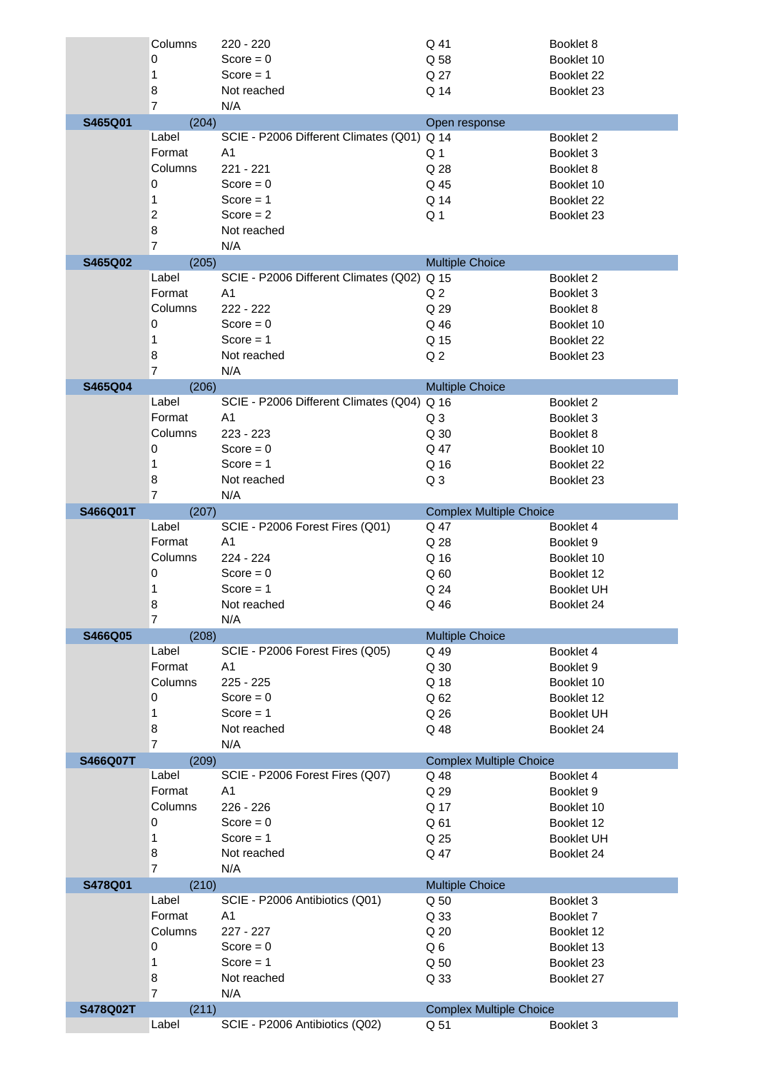| | | | | |
|---|---|---|---|---|
| | Columns | 220 - 220 | Q 41 | Booklet 8 |
| | 0 | Score = 0 | Q 58 | Booklet 10 |
| | 1 | Score = 1 | Q 27 | Booklet 22 |
| | 8 | Not reached | Q 14 | Booklet 23 |
| | 7 | N/A | | |
| **S465Q01** | (204) | | Open response | |
| | Label | SCIE - P2006 Different Climates (Q01) | Q 14 | Booklet 2 |
| | Format | A1 | Q 1 | Booklet 3 |
| | Columns | 221 - 221 | Q 28 | Booklet 8 |
| | 0 | Score = 0 | Q 45 | Booklet 10 |
| | 1 | Score = 1 | Q 14 | Booklet 22 |
| | 2 | Score = 2 | Q 1 | Booklet 23 |
| | 8 | Not reached | | |
| | 7 | N/A | | |
| **S465Q02** | (205) | | Multiple Choice | |
| | Label | SCIE - P2006 Different Climates (Q02) | Q 15 | Booklet 2 |
| | Format | A1 | Q 2 | Booklet 3 |
| | Columns | 222 - 222 | Q 29 | Booklet 8 |
| | 0 | Score = 0 | Q 46 | Booklet 10 |
| | 1 | Score = 1 | Q 15 | Booklet 22 |
| | 8 | Not reached | Q 2 | Booklet 23 |
| | 7 | N/A | | |
| **S465Q04** | (206) | | Multiple Choice | |
| | Label | SCIE - P2006 Different Climates (Q04) | Q 16 | Booklet 2 |
| | Format | A1 | Q 3 | Booklet 3 |
| | Columns | 223 - 223 | Q 30 | Booklet 8 |
| | 0 | Score = 0 | Q 47 | Booklet 10 |
| | 1 | Score = 1 | Q 16 | Booklet 22 |
| | 8 | Not reached | Q 3 | Booklet 23 |
| | 7 | N/A | | |
| **S466Q01T** | (207) | | Complex Multiple Choice | |
| | Label | SCIE - P2006 Forest Fires (Q01) | Q 47 | Booklet 4 |
| | Format | A1 | Q 28 | Booklet 9 |
| | Columns | 224 - 224 | Q 16 | Booklet 10 |
| | 0 | Score = 0 | Q 60 | Booklet 12 |
| | 1 | Score = 1 | Q 24 | Booklet UH |
| | 8 | Not reached | Q 46 | Booklet 24 |
| | 7 | N/A | | |
| **S466Q05** | (208) | | Multiple Choice | |
| | Label | SCIE - P2006 Forest Fires (Q05) | Q 49 | Booklet 4 |
| | Format | A1 | Q 30 | Booklet 9 |
| | Columns | 225 - 225 | Q 18 | Booklet 10 |
| | 0 | Score = 0 | Q 62 | Booklet 12 |
| | 1 | Score = 1 | Q 26 | Booklet UH |
| | 8 | Not reached | Q 48 | Booklet 24 |
| | 7 | N/A | | |
| **S466Q07T** | (209) | | Complex Multiple Choice | |
| | Label | SCIE - P2006 Forest Fires (Q07) | Q 48 | Booklet 4 |
| | Format | A1 | Q 29 | Booklet 9 |
| | Columns | 226 - 226 | Q 17 | Booklet 10 |
| | 0 | Score = 0 | Q 61 | Booklet 12 |
| | 1 | Score = 1 | Q 25 | Booklet UH |
| | 8 | Not reached | Q 47 | Booklet 24 |
| | 7 | N/A | | |
| **S478Q01** | (210) | | Multiple Choice | |
| | Label | SCIE - P2006 Antibiotics (Q01) | Q 50 | Booklet 3 |
| | Format | A1 | Q 33 | Booklet 7 |
| | Columns | 227 - 227 | Q 20 | Booklet 12 |
| | 0 | Score = 0 | Q 6 | Booklet 13 |
| | 1 | Score = 1 | Q 50 | Booklet 23 |
| | 8 | Not reached | Q 33 | Booklet 27 |
| | 7 | N/A | | |
| **S478Q02T** | (211) | | Complex Multiple Choice | |
| | Label | SCIE - P2006 Antibiotics (Q02) | Q 51 | Booklet 3 |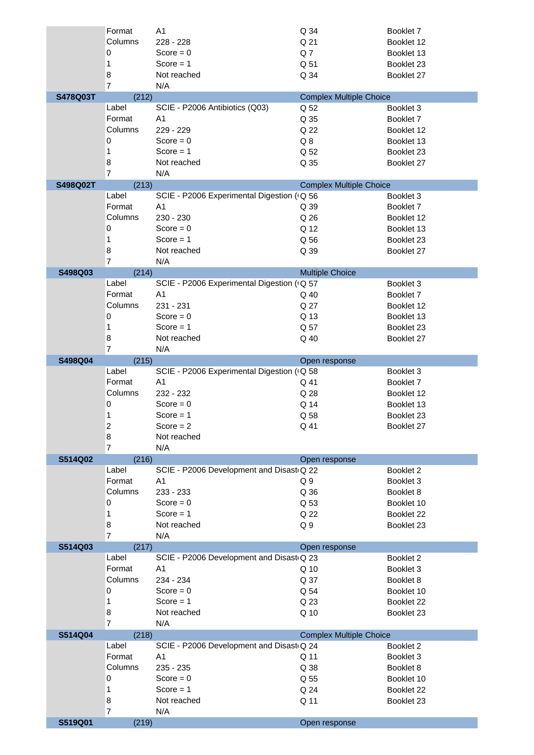| Variable | | | | |
|---|---|---|---|---|
| | Format | A1 | Q 34 | Booklet 7 |
| | Columns | 228 - 228 | Q 21 | Booklet 12 |
| | 0 | Score = 0 | Q 7 | Booklet 13 |
| | 1 | Score = 1 | Q 51 | Booklet 23 |
| | 8 | Not reached | Q 34 | Booklet 27 |
| | 7 | N/A | | |
| **S478Q03T** | (212) | | Complex Multiple Choice | |
| | Label | SCIE - P2006 Antibiotics (Q03) | Q 52 | Booklet 3 |
| | Format | A1 | Q 35 | Booklet 7 |
| | Columns | 229 - 229 | Q 22 | Booklet 12 |
| | 0 | Score = 0 | Q 8 | Booklet 13 |
| | 1 | Score = 1 | Q 52 | Booklet 23 |
| | 8 | Not reached | Q 35 | Booklet 27 |
| | 7 | N/A | | |
| **S498Q02T** | (213) | | Complex Multiple Choice | |
| | Label | SCIE - P2006 Experimental Digestion ( | Q 56 | Booklet 3 |
| | Format | A1 | Q 39 | Booklet 7 |
| | Columns | 230 - 230 | Q 26 | Booklet 12 |
| | 0 | Score = 0 | Q 12 | Booklet 13 |
| | 1 | Score = 1 | Q 56 | Booklet 23 |
| | 8 | Not reached | Q 39 | Booklet 27 |
| | 7 | N/A | | |
| **S498Q03** | (214) | | Multiple Choice | |
| | Label | SCIE - P2006 Experimental Digestion ( | Q 57 | Booklet 3 |
| | Format | A1 | Q 40 | Booklet 7 |
| | Columns | 231 - 231 | Q 27 | Booklet 12 |
| | 0 | Score = 0 | Q 13 | Booklet 13 |
| | 1 | Score = 1 | Q 57 | Booklet 23 |
| | 8 | Not reached | Q 40 | Booklet 27 |
| | 7 | N/A | | |
| **S498Q04** | (215) | | Open response | |
| | Label | SCIE - P2006 Experimental Digestion ( | Q 58 | Booklet 3 |
| | Format | A1 | Q 41 | Booklet 7 |
| | Columns | 232 - 232 | Q 28 | Booklet 12 |
| | 0 | Score = 0 | Q 14 | Booklet 13 |
| | 1 | Score = 1 | Q 58 | Booklet 23 |
| | 2 | Score = 2 | Q 41 | Booklet 27 |
| | 8 | Not reached | | |
| | 7 | N/A | | |
| **S514Q02** | (216) | | Open response | |
| | Label | SCIE - P2006 Development and Disast | Q 22 | Booklet 2 |
| | Format | A1 | Q 9 | Booklet 3 |
| | Columns | 233 - 233 | Q 36 | Booklet 8 |
| | 0 | Score = 0 | Q 53 | Booklet 10 |
| | 1 | Score = 1 | Q 22 | Booklet 22 |
| | 8 | Not reached | Q 9 | Booklet 23 |
| | 7 | N/A | | |
| **S514Q03** | (217) | | Open response | |
| | Label | SCIE - P2006 Development and Disast | Q 23 | Booklet 2 |
| | Format | A1 | Q 10 | Booklet 3 |
| | Columns | 234 - 234 | Q 37 | Booklet 8 |
| | 0 | Score = 0 | Q 54 | Booklet 10 |
| | 1 | Score = 1 | Q 23 | Booklet 22 |
| | 8 | Not reached | Q 10 | Booklet 23 |
| | 7 | N/A | | |
| **S514Q04** | (218) | | Complex Multiple Choice | |
| | Label | SCIE - P2006 Development and Disast | Q 24 | Booklet 2 |
| | Format | A1 | Q 11 | Booklet 3 |
| | Columns | 235 - 235 | Q 38 | Booklet 8 |
| | 0 | Score = 0 | Q 55 | Booklet 10 |
| | 1 | Score = 1 | Q 24 | Booklet 22 |
| | 8 | Not reached | Q 11 | Booklet 23 |
| | 7 | N/A | | |
| **S519Q01** | (219) | | Open response | |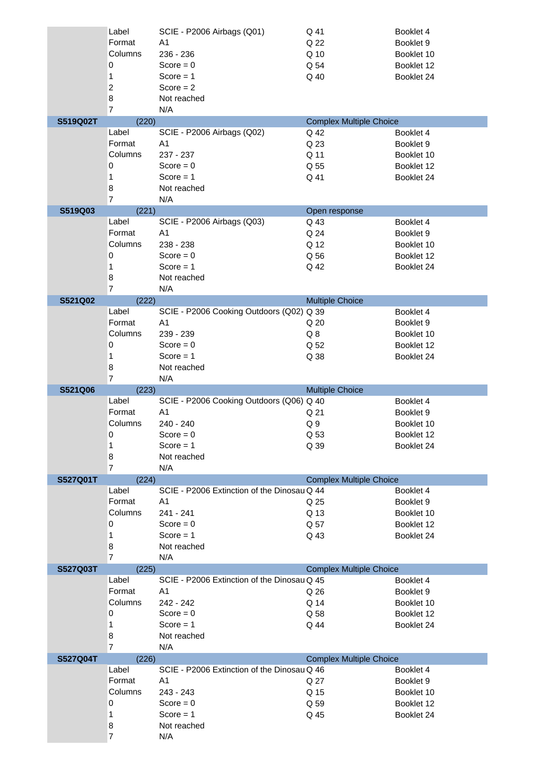| | | | | |
|---|---|---|---|---|
| | Label | SCIE - P2006 Airbags (Q01) | Q 41 | Booklet 4 |
| | Format | A1 | Q 22 | Booklet 9 |
| | Columns | 236 - 236 | Q 10 | Booklet 10 |
| | 0 | Score = 0 | Q 54 | Booklet 12 |
| | 1 | Score = 1 | Q 40 | Booklet 24 |
| | 2 | Score = 2 | | |
| | 8 | Not reached | | |
| | 7 | N/A | | |
| **S519Q02T** | (220) | | Complex Multiple Choice | |
| | Label | SCIE - P2006 Airbags (Q02) | Q 42 | Booklet 4 |
| | Format | A1 | Q 23 | Booklet 9 |
| | Columns | 237 - 237 | Q 11 | Booklet 10 |
| | 0 | Score = 0 | Q 55 | Booklet 12 |
| | 1 | Score = 1 | Q 41 | Booklet 24 |
| | 8 | Not reached | | |
| | 7 | N/A | | |
| **S519Q03** | (221) | | Open response | |
| | Label | SCIE - P2006 Airbags (Q03) | Q 43 | Booklet 4 |
| | Format | A1 | Q 24 | Booklet 9 |
| | Columns | 238 - 238 | Q 12 | Booklet 10 |
| | 0 | Score = 0 | Q 56 | Booklet 12 |
| | 1 | Score = 1 | Q 42 | Booklet 24 |
| | 8 | Not reached | | |
| | 7 | N/A | | |
| **S521Q02** | (222) | | Multiple Choice | |
| | Label | SCIE - P2006 Cooking Outdoors (Q02) | Q 39 | Booklet 4 |
| | Format | A1 | Q 20 | Booklet 9 |
| | Columns | 239 - 239 | Q 8 | Booklet 10 |
| | 0 | Score = 0 | Q 52 | Booklet 12 |
| | 1 | Score = 1 | Q 38 | Booklet 24 |
| | 8 | Not reached | | |
| | 7 | N/A | | |
| **S521Q06** | (223) | | Multiple Choice | |
| | Label | SCIE - P2006 Cooking Outdoors (Q06) | Q 40 | Booklet 4 |
| | Format | A1 | Q 21 | Booklet 9 |
| | Columns | 240 - 240 | Q 9 | Booklet 10 |
| | 0 | Score = 0 | Q 53 | Booklet 12 |
| | 1 | Score = 1 | Q 39 | Booklet 24 |
| | 8 | Not reached | | |
| | 7 | N/A | | |
| **S527Q01T** | (224) | | Complex Multiple Choice | |
| | Label | SCIE - P2006 Extinction of the Dinosau | Q 44 | Booklet 4 |
| | Format | A1 | Q 25 | Booklet 9 |
| | Columns | 241 - 241 | Q 13 | Booklet 10 |
| | 0 | Score = 0 | Q 57 | Booklet 12 |
| | 1 | Score = 1 | Q 43 | Booklet 24 |
| | 8 | Not reached | | |
| | 7 | N/A | | |
| **S527Q03T** | (225) | | Complex Multiple Choice | |
| | Label | SCIE - P2006 Extinction of the Dinosau | Q 45 | Booklet 4 |
| | Format | A1 | Q 26 | Booklet 9 |
| | Columns | 242 - 242 | Q 14 | Booklet 10 |
| | 0 | Score = 0 | Q 58 | Booklet 12 |
| | 1 | Score = 1 | Q 44 | Booklet 24 |
| | 8 | Not reached | | |
| | 7 | N/A | | |
| **S527Q04T** | (226) | | Complex Multiple Choice | |
| | Label | SCIE - P2006 Extinction of the Dinosau | Q 46 | Booklet 4 |
| | Format | A1 | Q 27 | Booklet 9 |
| | Columns | 243 - 243 | Q 15 | Booklet 10 |
| | 0 | Score = 0 | Q 59 | Booklet 12 |
| | 1 | Score = 1 | Q 45 | Booklet 24 |
| | 8 | Not reached | | |
| | 7 | N/A | | |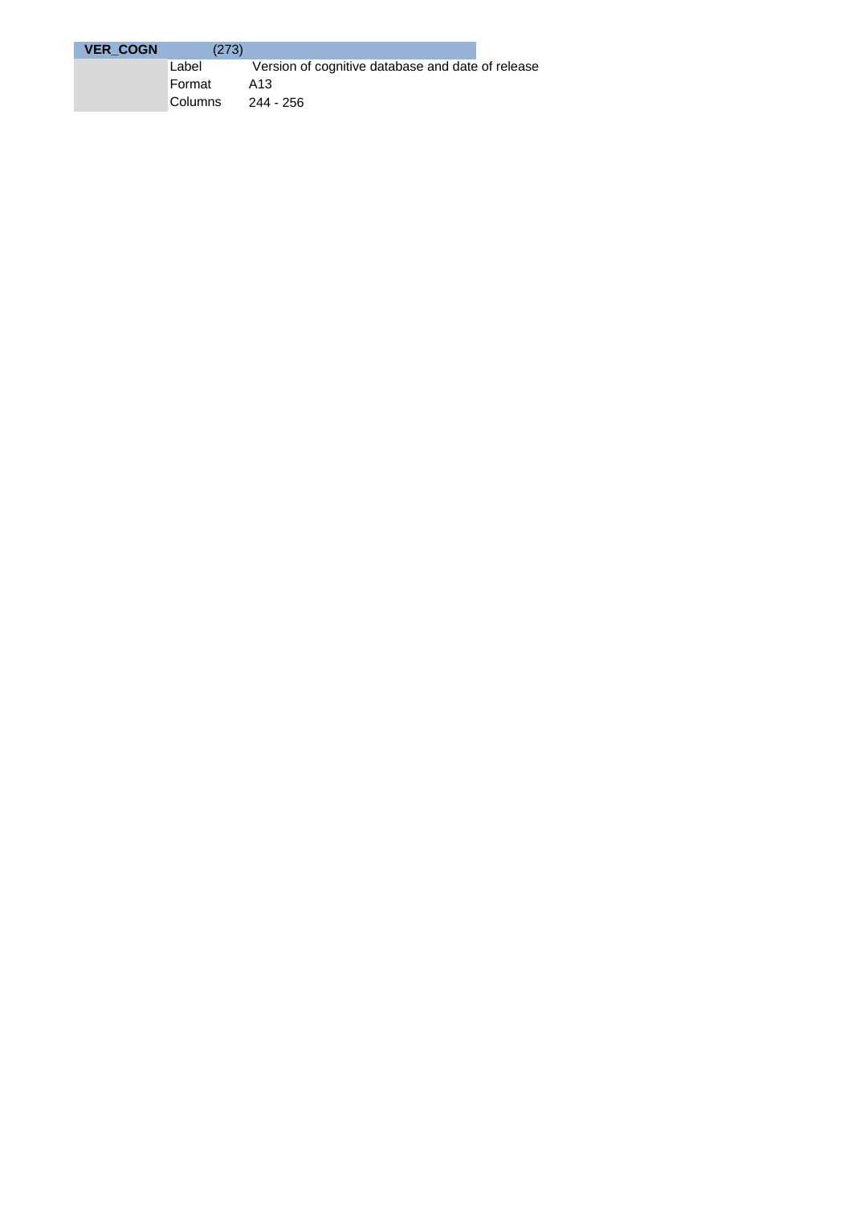| VER_COGN | (273) | |
|---|---|---|
| | Label | Version of cognitive database and date of release |
| | Format | A13 |
| | Columns | 244 - 256 |